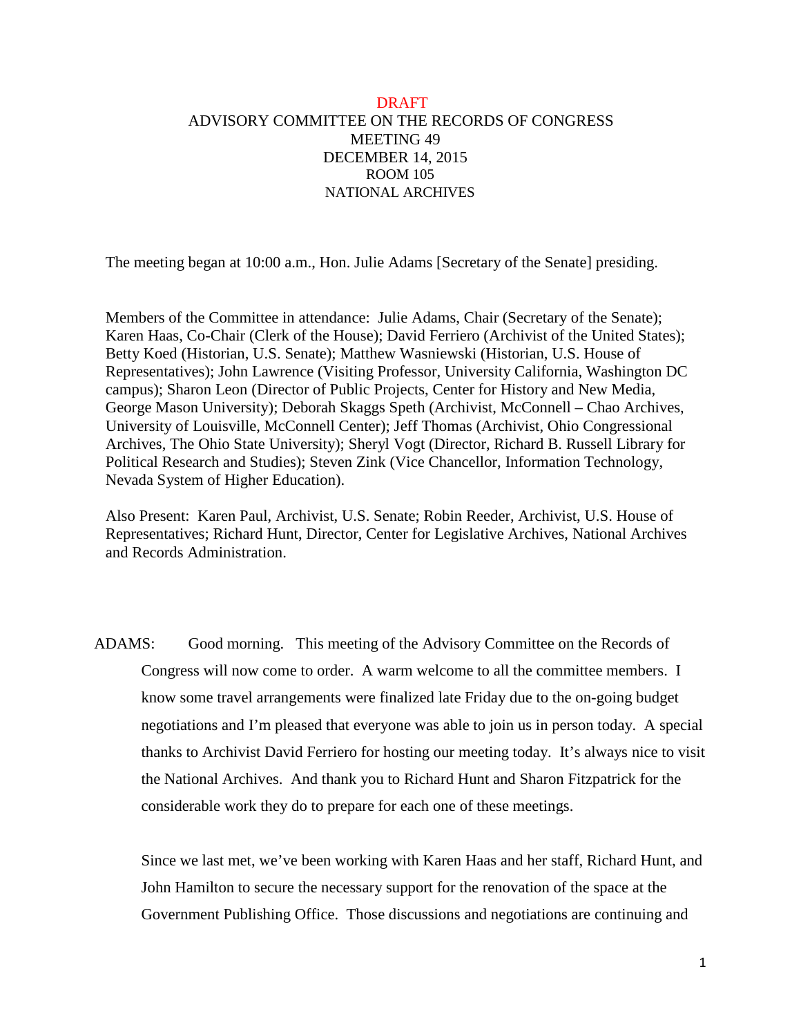DRAFT

# ADVISORY COMMITTEE ON THE RECORDS OF CONGRESS
## MEETING 49
## DECEMBER 14, 2015
## ROOM 105
## NATIONAL ARCHIVES

The meeting began at 10:00 a.m., Hon. Julie Adams [Secretary of the Senate] presiding.

Members of the Committee in attendance: Julie Adams, Chair (Secretary of the Senate); Karen Haas, Co-Chair (Clerk of the House); David Ferriero (Archivist of the United States); Betty Koed (Historian, U.S. Senate); Matthew Wasniewski (Historian, U.S. House of Representatives); John Lawrence (Visiting Professor, University California, Washington DC campus); Sharon Leon (Director of Public Projects, Center for History and New Media, George Mason University); Deborah Skaggs Speth (Archivist, McConnell – Chao Archives, University of Louisville, McConnell Center); Jeff Thomas (Archivist, Ohio Congressional Archives, The Ohio State University); Sheryl Vogt (Director, Richard B. Russell Library for Political Research and Studies); Steven Zink (Vice Chancellor, Information Technology, Nevada System of Higher Education).

Also Present: Karen Paul, Archivist, U.S. Senate; Robin Reeder, Archivist, U.S. House of Representatives; Richard Hunt, Director, Center for Legislative Archives, National Archives and Records Administration.

ADAMS: Good morning. This meeting of the Advisory Committee on the Records of Congress will now come to order. A warm welcome to all the committee members. I know some travel arrangements were finalized late Friday due to the on-going budget negotiations and I'm pleased that everyone was able to join us in person today. A special thanks to Archivist David Ferriero for hosting our meeting today. It's always nice to visit the National Archives. And thank you to Richard Hunt and Sharon Fitzpatrick for the considerable work they do to prepare for each one of these meetings.

Since we last met, we've been working with Karen Haas and her staff, Richard Hunt, and John Hamilton to secure the necessary support for the renovation of the space at the Government Publishing Office. Those discussions and negotiations are continuing and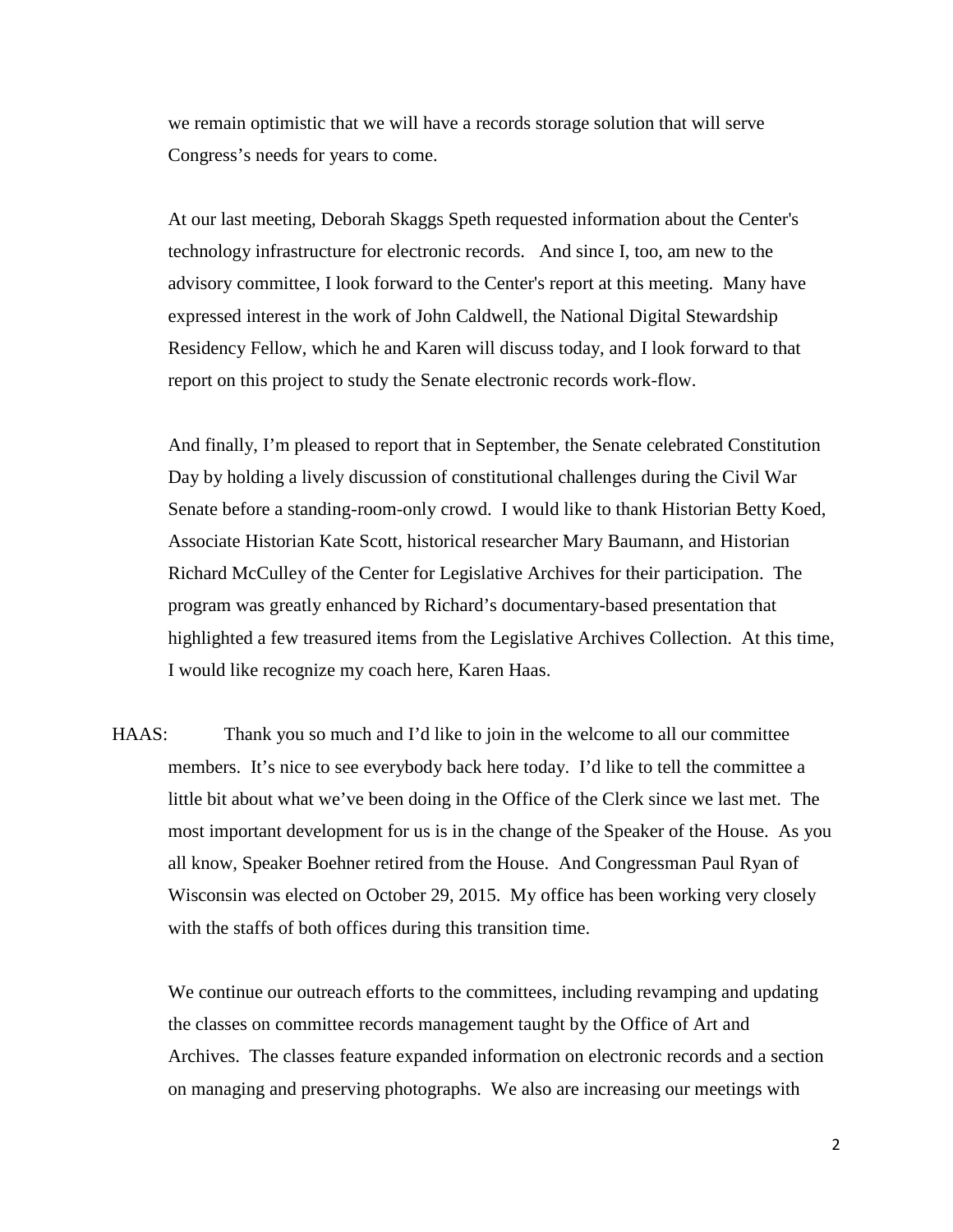we remain optimistic that we will have a records storage solution that will serve Congress's needs for years to come.

At our last meeting, Deborah Skaggs Speth requested information about the Center's technology infrastructure for electronic records. And since I, too, am new to the advisory committee, I look forward to the Center's report at this meeting. Many have expressed interest in the work of John Caldwell, the National Digital Stewardship Residency Fellow, which he and Karen will discuss today, and I look forward to that report on this project to study the Senate electronic records work-flow.

And finally, I'm pleased to report that in September, the Senate celebrated Constitution Day by holding a lively discussion of constitutional challenges during the Civil War Senate before a standing-room-only crowd. I would like to thank Historian Betty Koed, Associate Historian Kate Scott, historical researcher Mary Baumann, and Historian Richard McCulley of the Center for Legislative Archives for their participation. The program was greatly enhanced by Richard's documentary-based presentation that highlighted a few treasured items from the Legislative Archives Collection. At this time, I would like recognize my coach here, Karen Haas.

HAAS: Thank you so much and I'd like to join in the welcome to all our committee members. It's nice to see everybody back here today. I'd like to tell the committee a little bit about what we've been doing in the Office of the Clerk since we last met. The most important development for us is in the change of the Speaker of the House. As you all know, Speaker Boehner retired from the House. And Congressman Paul Ryan of Wisconsin was elected on October 29, 2015. My office has been working very closely with the staffs of both offices during this transition time.

We continue our outreach efforts to the committees, including revamping and updating the classes on committee records management taught by the Office of Art and Archives. The classes feature expanded information on electronic records and a section on managing and preserving photographs. We also are increasing our meetings with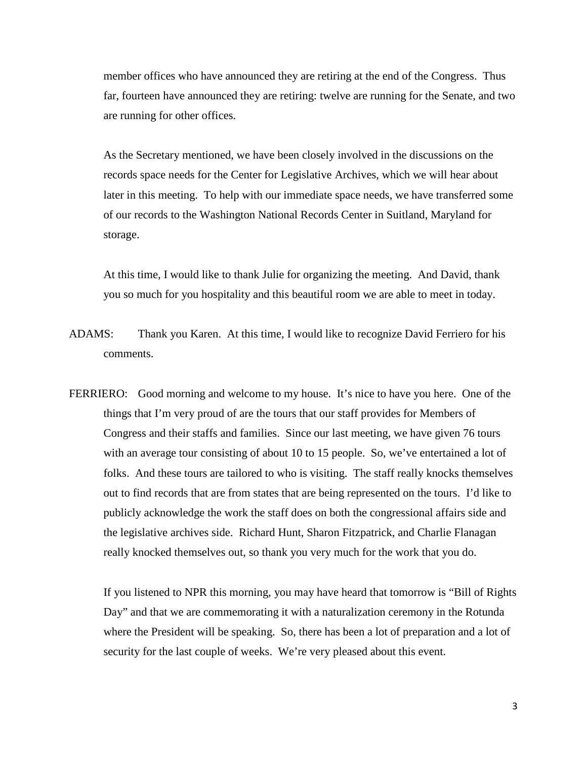member offices who have announced they are retiring at the end of the Congress. Thus far, fourteen have announced they are retiring: twelve are running for the Senate, and two are running for other offices.

As the Secretary mentioned, we have been closely involved in the discussions on the records space needs for the Center for Legislative Archives, which we will hear about later in this meeting. To help with our immediate space needs, we have transferred some of our records to the Washington National Records Center in Suitland, Maryland for storage.

At this time, I would like to thank Julie for organizing the meeting. And David, thank you so much for you hospitality and this beautiful room we are able to meet in today.

ADAMS: Thank you Karen. At this time, I would like to recognize David Ferriero for his comments.

FERRIERO: Good morning and welcome to my house. It's nice to have you here. One of the things that I'm very proud of are the tours that our staff provides for Members of Congress and their staffs and families. Since our last meeting, we have given 76 tours with an average tour consisting of about 10 to 15 people. So, we've entertained a lot of folks. And these tours are tailored to who is visiting. The staff really knocks themselves out to find records that are from states that are being represented on the tours. I'd like to publicly acknowledge the work the staff does on both the congressional affairs side and the legislative archives side. Richard Hunt, Sharon Fitzpatrick, and Charlie Flanagan really knocked themselves out, so thank you very much for the work that you do.

If you listened to NPR this morning, you may have heard that tomorrow is "Bill of Rights Day" and that we are commemorating it with a naturalization ceremony in the Rotunda where the President will be speaking. So, there has been a lot of preparation and a lot of security for the last couple of weeks. We're very pleased about this event.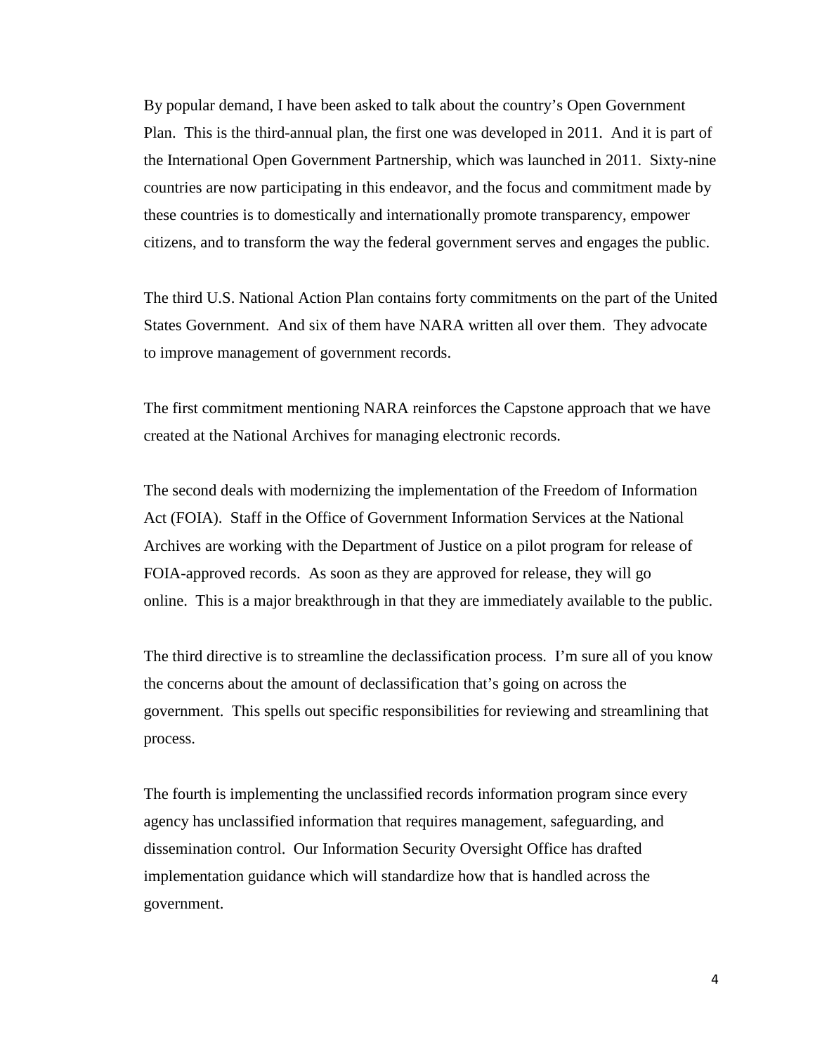By popular demand, I have been asked to talk about the country's Open Government Plan. This is the third-annual plan, the first one was developed in 2011. And it is part of the International Open Government Partnership, which was launched in 2011. Sixty-nine countries are now participating in this endeavor, and the focus and commitment made by these countries is to domestically and internationally promote transparency, empower citizens, and to transform the way the federal government serves and engages the public.

The third U.S. National Action Plan contains forty commitments on the part of the United States Government. And six of them have NARA written all over them. They advocate to improve management of government records.

The first commitment mentioning NARA reinforces the Capstone approach that we have created at the National Archives for managing electronic records.

The second deals with modernizing the implementation of the Freedom of Information Act (FOIA). Staff in the Office of Government Information Services at the National Archives are working with the Department of Justice on a pilot program for release of FOIA-approved records. As soon as they are approved for release, they will go online. This is a major breakthrough in that they are immediately available to the public.

The third directive is to streamline the declassification process. I'm sure all of you know the concerns about the amount of declassification that's going on across the government. This spells out specific responsibilities for reviewing and streamlining that process.

The fourth is implementing the unclassified records information program since every agency has unclassified information that requires management, safeguarding, and dissemination control. Our Information Security Oversight Office has drafted implementation guidance which will standardize how that is handled across the government.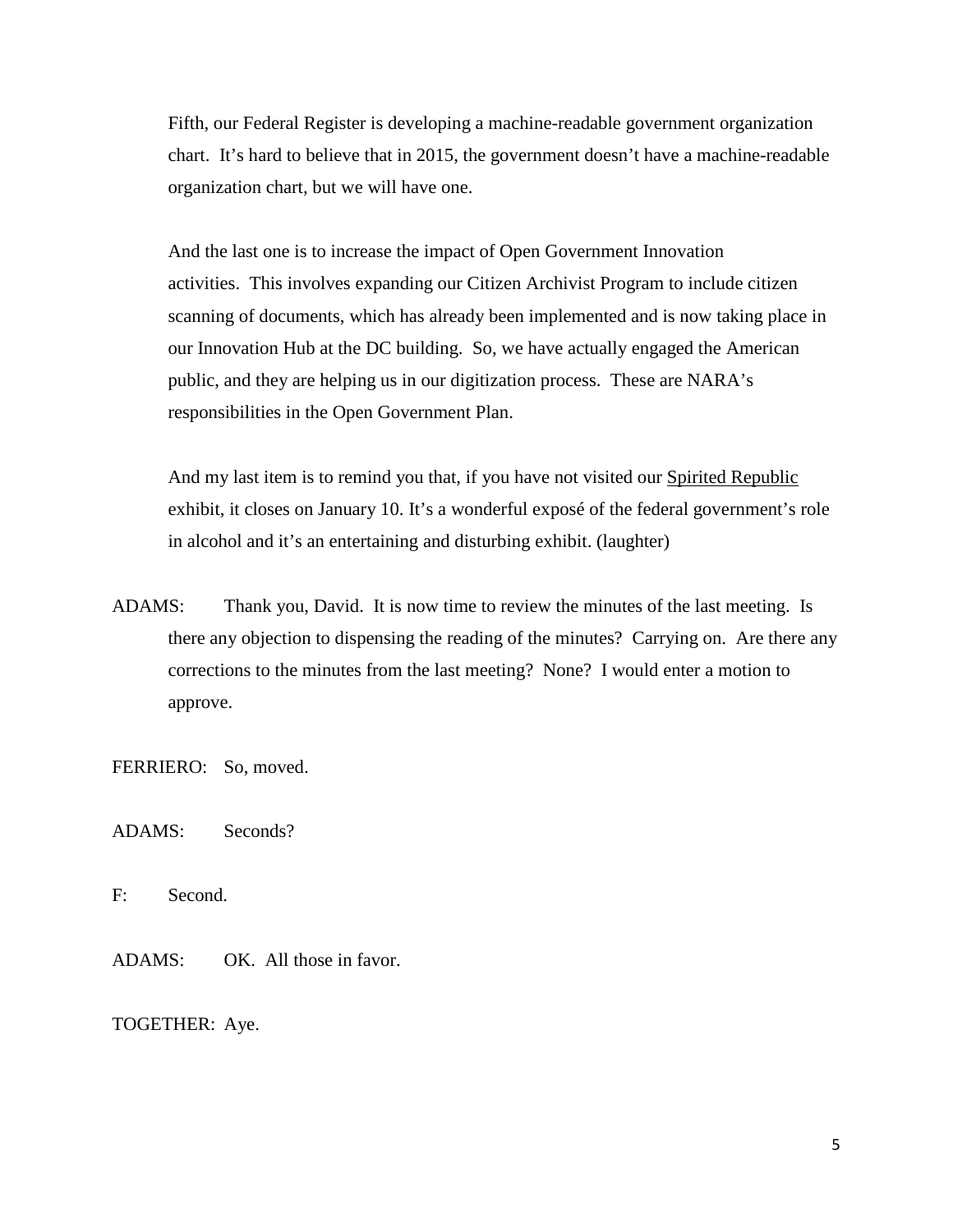Fifth, our Federal Register is developing a machine-readable government organization chart. It's hard to believe that in 2015, the government doesn't have a machine-readable organization chart, but we will have one.

And the last one is to increase the impact of Open Government Innovation activities. This involves expanding our Citizen Archivist Program to include citizen scanning of documents, which has already been implemented and is now taking place in our Innovation Hub at the DC building. So, we have actually engaged the American public, and they are helping us in our digitization process. These are NARA's responsibilities in the Open Government Plan.

And my last item is to remind you that, if you have not visited our <u>Spirited Republic</u> exhibit, it closes on January 10. It's a wonderful exposé of the federal government's role in alcohol and it's an entertaining and disturbing exhibit. (laughter)

ADAMS: Thank you, David. It is now time to review the minutes of the last meeting. Is there any objection to dispensing the reading of the minutes? Carrying on. Are there any corrections to the minutes from the last meeting? None? I would enter a motion to approve.

FERRIERO: So, moved.

ADAMS: Seconds?

F: Second.

ADAMS: OK. All those in favor.

TOGETHER: Aye.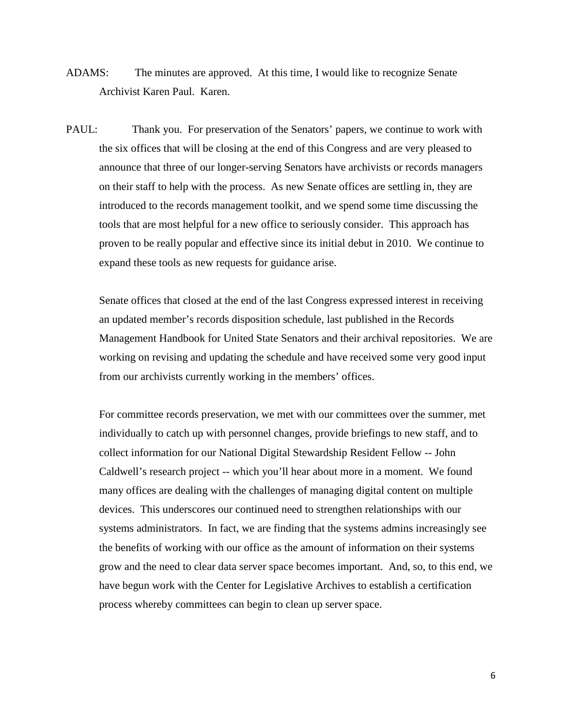ADAMS: The minutes are approved. At this time, I would like to recognize Senate Archivist Karen Paul. Karen.

PAUL: Thank you. For preservation of the Senators' papers, we continue to work with the six offices that will be closing at the end of this Congress and are very pleased to announce that three of our longer-serving Senators have archivists or records managers on their staff to help with the process. As new Senate offices are settling in, they are introduced to the records management toolkit, and we spend some time discussing the tools that are most helpful for a new office to seriously consider. This approach has proven to be really popular and effective since its initial debut in 2010. We continue to expand these tools as new requests for guidance arise.

Senate offices that closed at the end of the last Congress expressed interest in receiving an updated member's records disposition schedule, last published in the Records Management Handbook for United State Senators and their archival repositories. We are working on revising and updating the schedule and have received some very good input from our archivists currently working in the members' offices.

For committee records preservation, we met with our committees over the summer, met individually to catch up with personnel changes, provide briefings to new staff, and to collect information for our National Digital Stewardship Resident Fellow -- John Caldwell's research project -- which you'll hear about more in a moment. We found many offices are dealing with the challenges of managing digital content on multiple devices. This underscores our continued need to strengthen relationships with our systems administrators. In fact, we are finding that the systems admins increasingly see the benefits of working with our office as the amount of information on their systems grow and the need to clear data server space becomes important. And, so, to this end, we have begun work with the Center for Legislative Archives to establish a certification process whereby committees can begin to clean up server space.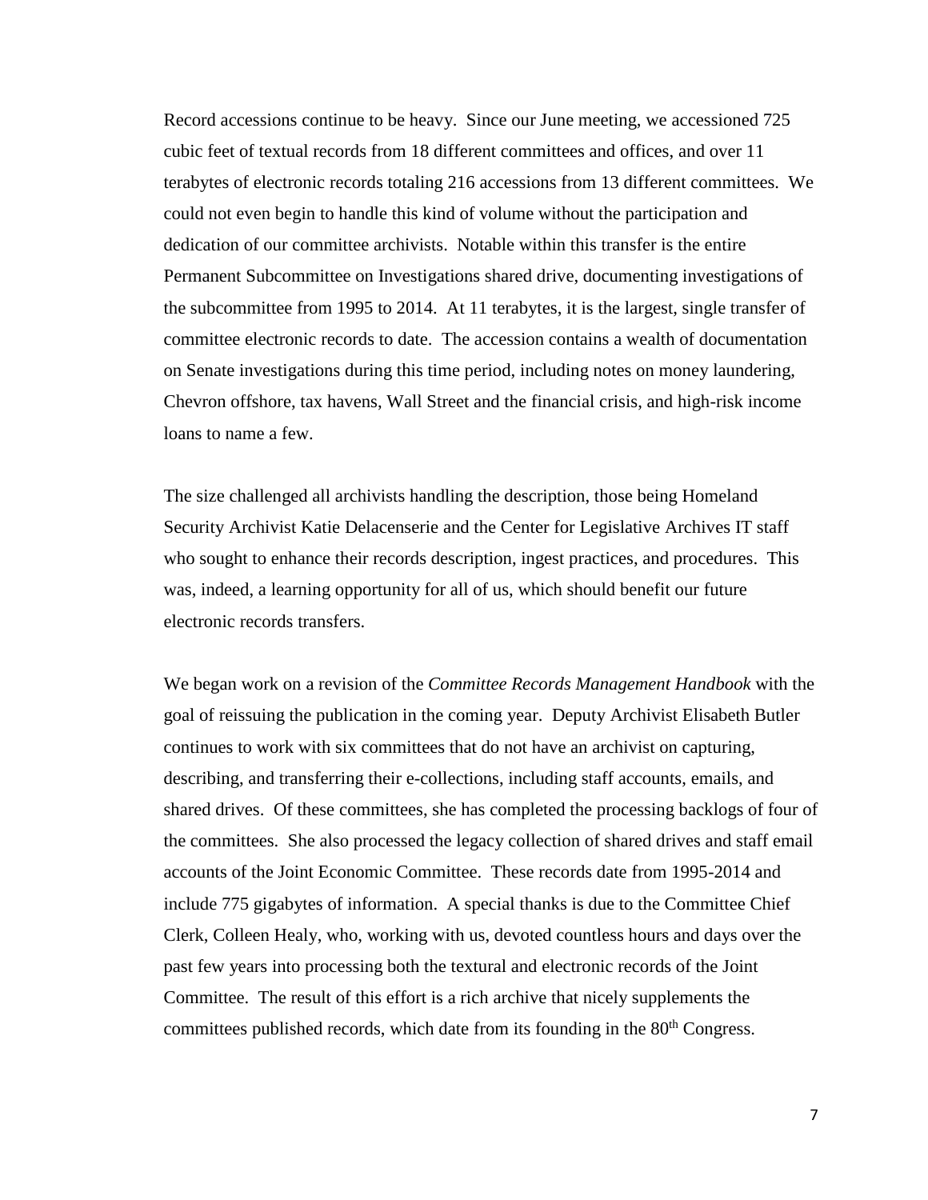Record accessions continue to be heavy. Since our June meeting, we accessioned 725 cubic feet of textual records from 18 different committees and offices, and over 11 terabytes of electronic records totaling 216 accessions from 13 different committees. We could not even begin to handle this kind of volume without the participation and dedication of our committee archivists. Notable within this transfer is the entire Permanent Subcommittee on Investigations shared drive, documenting investigations of the subcommittee from 1995 to 2014. At 11 terabytes, it is the largest, single transfer of committee electronic records to date. The accession contains a wealth of documentation on Senate investigations during this time period, including notes on money laundering, Chevron offshore, tax havens, Wall Street and the financial crisis, and high-risk income loans to name a few.

The size challenged all archivists handling the description, those being Homeland Security Archivist Katie Delacenserie and the Center for Legislative Archives IT staff who sought to enhance their records description, ingest practices, and procedures. This was, indeed, a learning opportunity for all of us, which should benefit our future electronic records transfers.

We began work on a revision of the *Committee Records Management Handbook* with the goal of reissuing the publication in the coming year. Deputy Archivist Elisabeth Butler continues to work with six committees that do not have an archivist on capturing, describing, and transferring their e-collections, including staff accounts, emails, and shared drives. Of these committees, she has completed the processing backlogs of four of the committees. She also processed the legacy collection of shared drives and staff email accounts of the Joint Economic Committee. These records date from 1995-2014 and include 775 gigabytes of information. A special thanks is due to the Committee Chief Clerk, Colleen Healy, who, working with us, devoted countless hours and days over the past few years into processing both the textural and electronic records of the Joint Committee. The result of this effort is a rich archive that nicely supplements the committees published records, which date from its founding in the 80th Congress.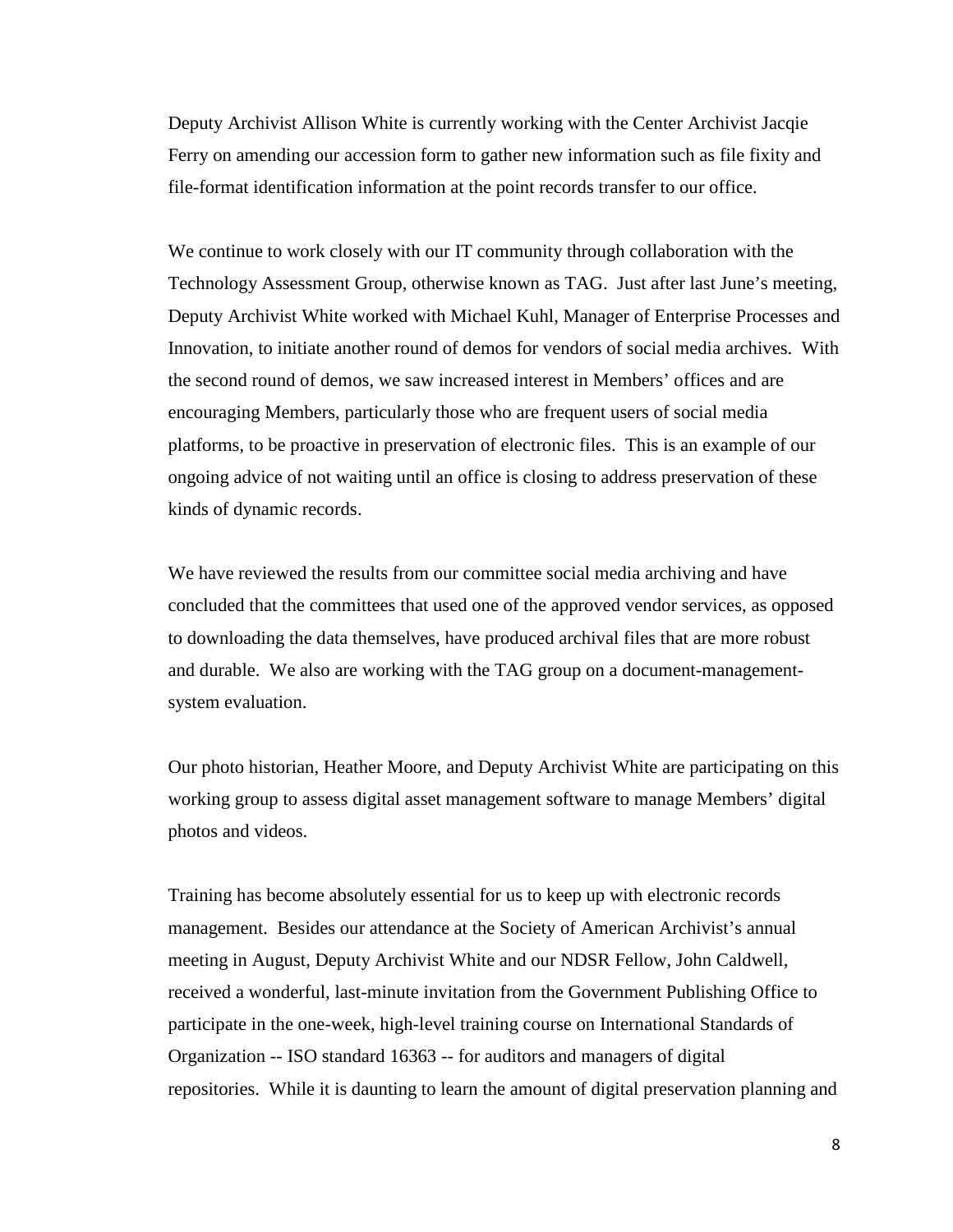Deputy Archivist Allison White is currently working with the Center Archivist Jacqie Ferry on amending our accession form to gather new information such as file fixity and file-format identification information at the point records transfer to our office.

We continue to work closely with our IT community through collaboration with the Technology Assessment Group, otherwise known as TAG. Just after last June's meeting, Deputy Archivist White worked with Michael Kuhl, Manager of Enterprise Processes and Innovation, to initiate another round of demos for vendors of social media archives. With the second round of demos, we saw increased interest in Members' offices and are encouraging Members, particularly those who are frequent users of social media platforms, to be proactive in preservation of electronic files. This is an example of our ongoing advice of not waiting until an office is closing to address preservation of these kinds of dynamic records.

We have reviewed the results from our committee social media archiving and have concluded that the committees that used one of the approved vendor services, as opposed to downloading the data themselves, have produced archival files that are more robust and durable. We also are working with the TAG group on a document-management-system evaluation.

Our photo historian, Heather Moore, and Deputy Archivist White are participating on this working group to assess digital asset management software to manage Members' digital photos and videos.

Training has become absolutely essential for us to keep up with electronic records management. Besides our attendance at the Society of American Archivist's annual meeting in August, Deputy Archivist White and our NDSR Fellow, John Caldwell, received a wonderful, last-minute invitation from the Government Publishing Office to participate in the one-week, high-level training course on International Standards of Organization -- ISO standard 16363 -- for auditors and managers of digital repositories. While it is daunting to learn the amount of digital preservation planning and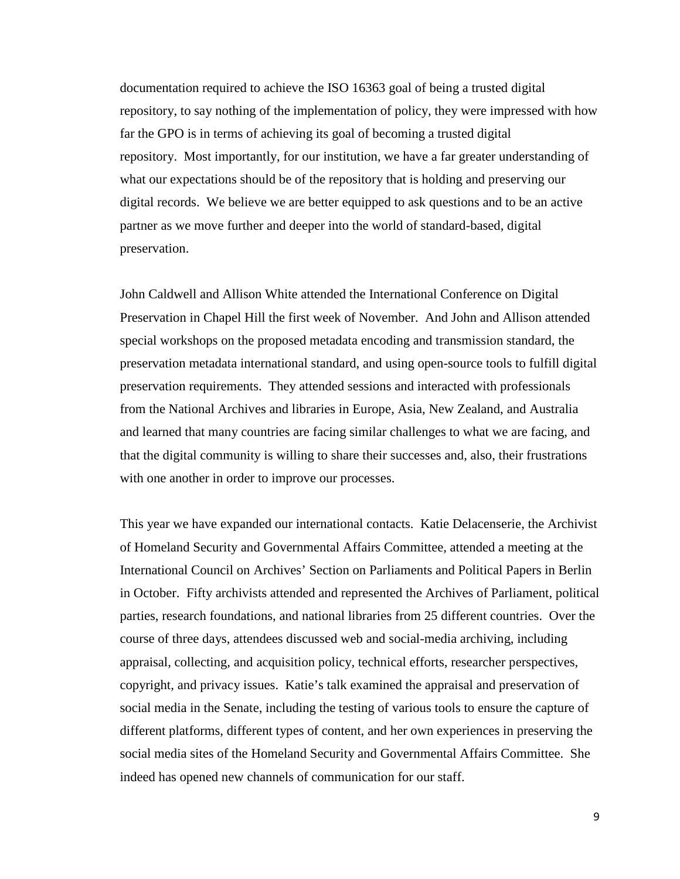documentation required to achieve the ISO 16363 goal of being a trusted digital repository, to say nothing of the implementation of policy, they were impressed with how far the GPO is in terms of achieving its goal of becoming a trusted digital repository. Most importantly, for our institution, we have a far greater understanding of what our expectations should be of the repository that is holding and preserving our digital records. We believe we are better equipped to ask questions and to be an active partner as we move further and deeper into the world of standard-based, digital preservation.

John Caldwell and Allison White attended the International Conference on Digital Preservation in Chapel Hill the first week of November. And John and Allison attended special workshops on the proposed metadata encoding and transmission standard, the preservation metadata international standard, and using open-source tools to fulfill digital preservation requirements. They attended sessions and interacted with professionals from the National Archives and libraries in Europe, Asia, New Zealand, and Australia and learned that many countries are facing similar challenges to what we are facing, and that the digital community is willing to share their successes and, also, their frustrations with one another in order to improve our processes.

This year we have expanded our international contacts. Katie Delacenserie, the Archivist of Homeland Security and Governmental Affairs Committee, attended a meeting at the International Council on Archives' Section on Parliaments and Political Papers in Berlin in October. Fifty archivists attended and represented the Archives of Parliament, political parties, research foundations, and national libraries from 25 different countries. Over the course of three days, attendees discussed web and social-media archiving, including appraisal, collecting, and acquisition policy, technical efforts, researcher perspectives, copyright, and privacy issues. Katie's talk examined the appraisal and preservation of social media in the Senate, including the testing of various tools to ensure the capture of different platforms, different types of content, and her own experiences in preserving the social media sites of the Homeland Security and Governmental Affairs Committee. She indeed has opened new channels of communication for our staff.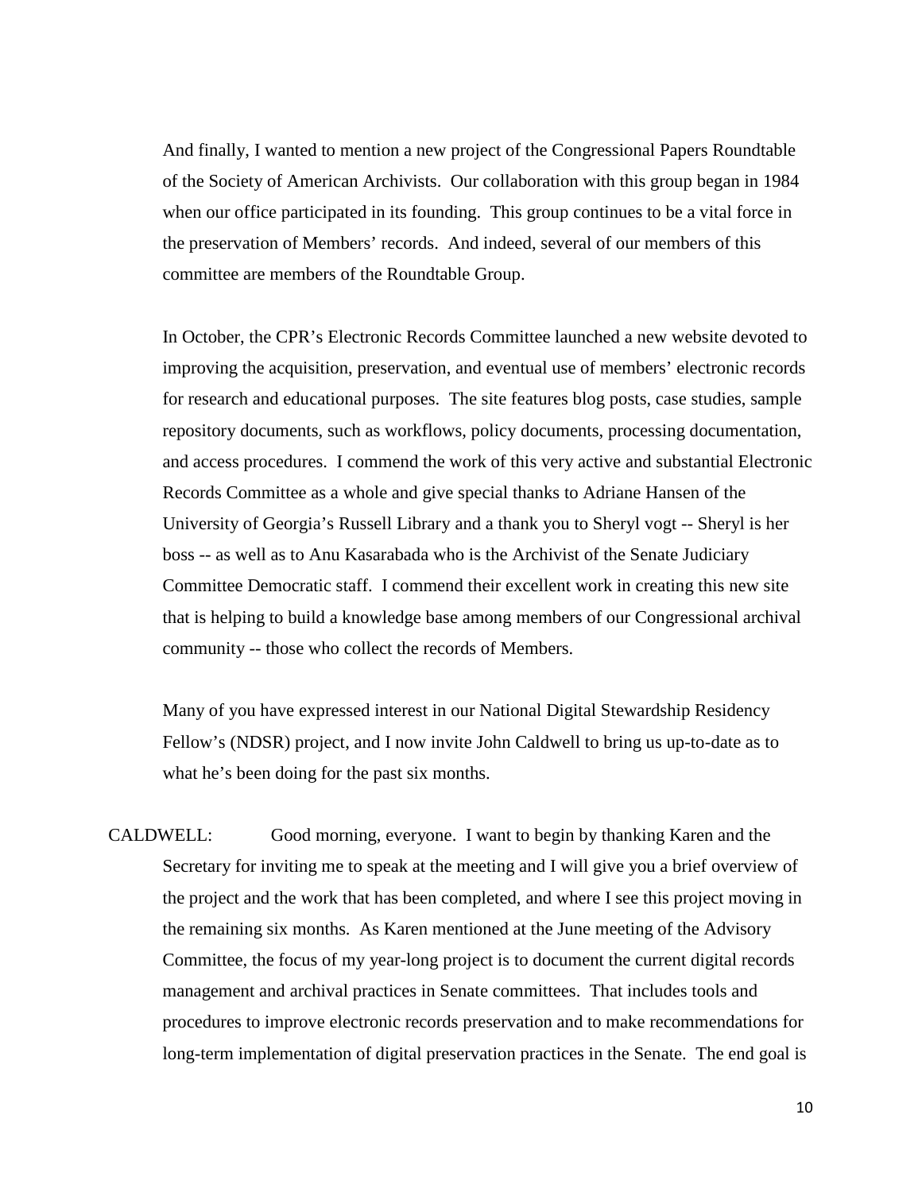And finally, I wanted to mention a new project of the Congressional Papers Roundtable of the Society of American Archivists. Our collaboration with this group began in 1984 when our office participated in its founding. This group continues to be a vital force in the preservation of Members' records. And indeed, several of our members of this committee are members of the Roundtable Group.

In October, the CPR's Electronic Records Committee launched a new website devoted to improving the acquisition, preservation, and eventual use of members' electronic records for research and educational purposes. The site features blog posts, case studies, sample repository documents, such as workflows, policy documents, processing documentation, and access procedures. I commend the work of this very active and substantial Electronic Records Committee as a whole and give special thanks to Adriane Hansen of the University of Georgia's Russell Library and a thank you to Sheryl vogt -- Sheryl is her boss -- as well as to Anu Kasarabada who is the Archivist of the Senate Judiciary Committee Democratic staff. I commend their excellent work in creating this new site that is helping to build a knowledge base among members of our Congressional archival community -- those who collect the records of Members.

Many of you have expressed interest in our National Digital Stewardship Residency Fellow's (NDSR) project, and I now invite John Caldwell to bring us up-to-date as to what he's been doing for the past six months.

CALDWELL: Good morning, everyone. I want to begin by thanking Karen and the Secretary for inviting me to speak at the meeting and I will give you a brief overview of the project and the work that has been completed, and where I see this project moving in the remaining six months. As Karen mentioned at the June meeting of the Advisory Committee, the focus of my year-long project is to document the current digital records management and archival practices in Senate committees. That includes tools and procedures to improve electronic records preservation and to make recommendations for long-term implementation of digital preservation practices in the Senate. The end goal is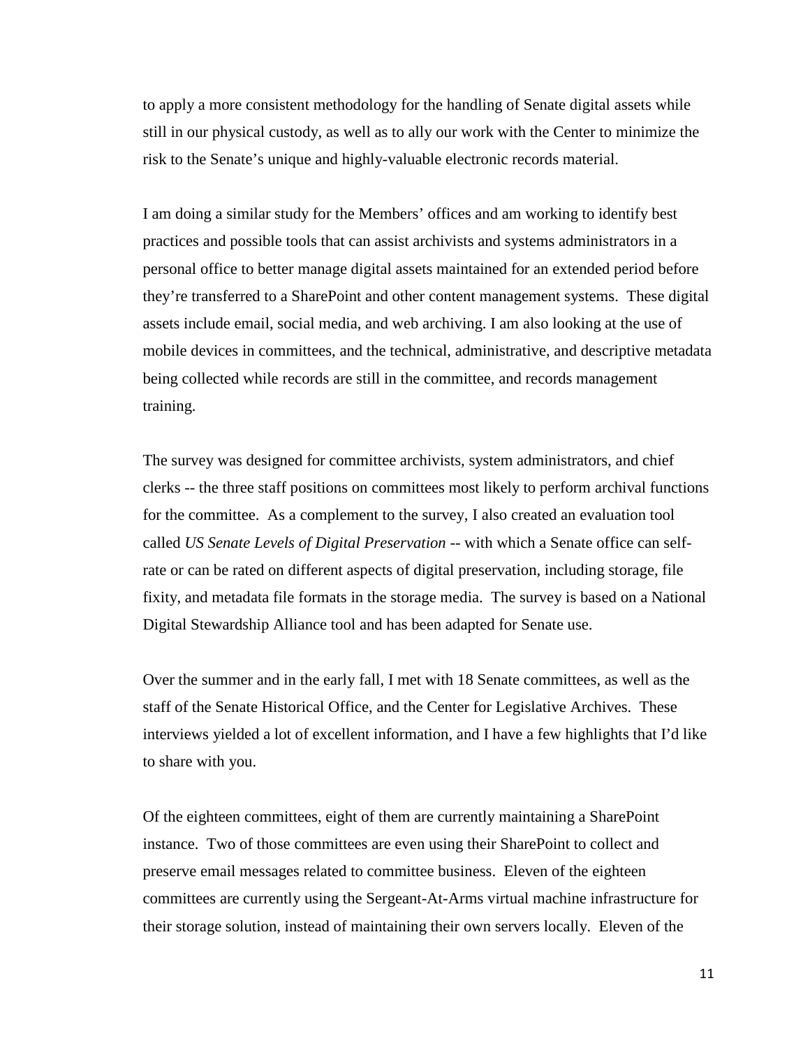to apply a more consistent methodology for the handling of Senate digital assets while still in our physical custody, as well as to ally our work with the Center to minimize the risk to the Senate's unique and highly-valuable electronic records material.

I am doing a similar study for the Members' offices and am working to identify best practices and possible tools that can assist archivists and systems administrators in a personal office to better manage digital assets maintained for an extended period before they're transferred to a SharePoint and other content management systems. These digital assets include email, social media, and web archiving. I am also looking at the use of mobile devices in committees, and the technical, administrative, and descriptive metadata being collected while records are still in the committee, and records management training.

The survey was designed for committee archivists, system administrators, and chief clerks -- the three staff positions on committees most likely to perform archival functions for the committee. As a complement to the survey, I also created an evaluation tool called *US Senate Levels of Digital Preservation* -- with which a Senate office can self-rate or can be rated on different aspects of digital preservation, including storage, file fixity, and metadata file formats in the storage media. The survey is based on a National Digital Stewardship Alliance tool and has been adapted for Senate use.

Over the summer and in the early fall, I met with 18 Senate committees, as well as the staff of the Senate Historical Office, and the Center for Legislative Archives. These interviews yielded a lot of excellent information, and I have a few highlights that I'd like to share with you.

Of the eighteen committees, eight of them are currently maintaining a SharePoint instance. Two of those committees are even using their SharePoint to collect and preserve email messages related to committee business. Eleven of the eighteen committees are currently using the Sergeant-At-Arms virtual machine infrastructure for their storage solution, instead of maintaining their own servers locally. Eleven of the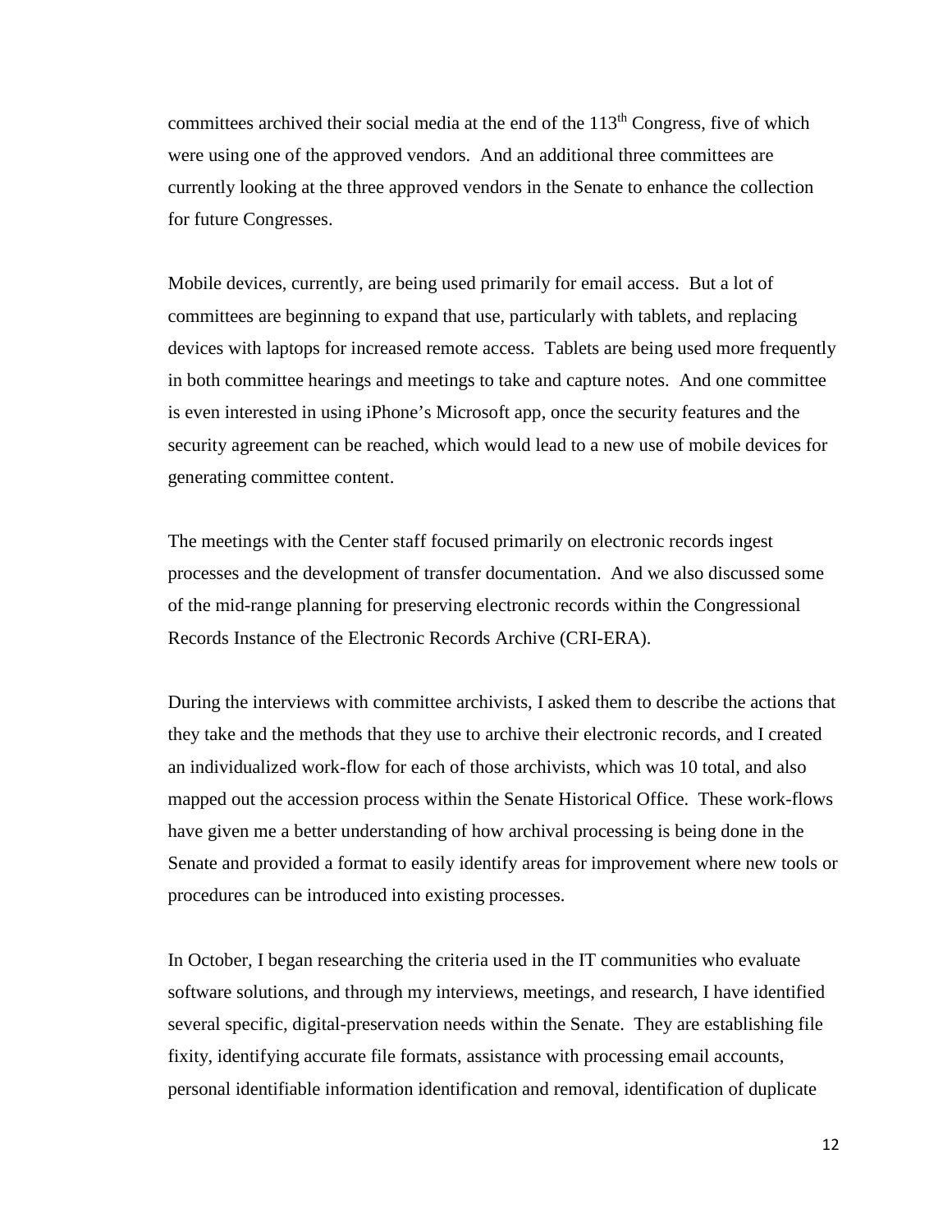committees archived their social media at the end of the 113th Congress, five of which were using one of the approved vendors. And an additional three committees are currently looking at the three approved vendors in the Senate to enhance the collection for future Congresses.

Mobile devices, currently, are being used primarily for email access. But a lot of committees are beginning to expand that use, particularly with tablets, and replacing devices with laptops for increased remote access. Tablets are being used more frequently in both committee hearings and meetings to take and capture notes. And one committee is even interested in using iPhone's Microsoft app, once the security features and the security agreement can be reached, which would lead to a new use of mobile devices for generating committee content.

The meetings with the Center staff focused primarily on electronic records ingest processes and the development of transfer documentation. And we also discussed some of the mid-range planning for preserving electronic records within the Congressional Records Instance of the Electronic Records Archive (CRI-ERA).

During the interviews with committee archivists, I asked them to describe the actions that they take and the methods that they use to archive their electronic records, and I created an individualized work-flow for each of those archivists, which was 10 total, and also mapped out the accession process within the Senate Historical Office. These work-flows have given me a better understanding of how archival processing is being done in the Senate and provided a format to easily identify areas for improvement where new tools or procedures can be introduced into existing processes.

In October, I began researching the criteria used in the IT communities who evaluate software solutions, and through my interviews, meetings, and research, I have identified several specific, digital-preservation needs within the Senate. They are establishing file fixity, identifying accurate file formats, assistance with processing email accounts, personal identifiable information identification and removal, identification of duplicate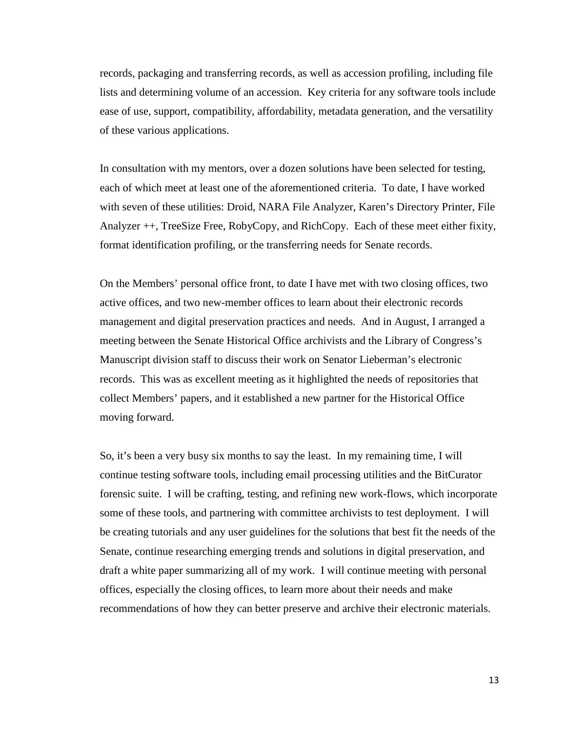records, packaging and transferring records, as well as accession profiling, including file lists and determining volume of an accession. Key criteria for any software tools include ease of use, support, compatibility, affordability, metadata generation, and the versatility of these various applications.

In consultation with my mentors, over a dozen solutions have been selected for testing, each of which meet at least one of the aforementioned criteria. To date, I have worked with seven of these utilities: Droid, NARA File Analyzer, Karen's Directory Printer, File Analyzer ++, TreeSize Free, RobyCopy, and RichCopy. Each of these meet either fixity, format identification profiling, or the transferring needs for Senate records.

On the Members' personal office front, to date I have met with two closing offices, two active offices, and two new-member offices to learn about their electronic records management and digital preservation practices and needs. And in August, I arranged a meeting between the Senate Historical Office archivists and the Library of Congress's Manuscript division staff to discuss their work on Senator Lieberman's electronic records. This was as excellent meeting as it highlighted the needs of repositories that collect Members' papers, and it established a new partner for the Historical Office moving forward.

So, it's been a very busy six months to say the least. In my remaining time, I will continue testing software tools, including email processing utilities and the BitCurator forensic suite. I will be crafting, testing, and refining new work-flows, which incorporate some of these tools, and partnering with committee archivists to test deployment. I will be creating tutorials and any user guidelines for the solutions that best fit the needs of the Senate, continue researching emerging trends and solutions in digital preservation, and draft a white paper summarizing all of my work. I will continue meeting with personal offices, especially the closing offices, to learn more about their needs and make recommendations of how they can better preserve and archive their electronic materials.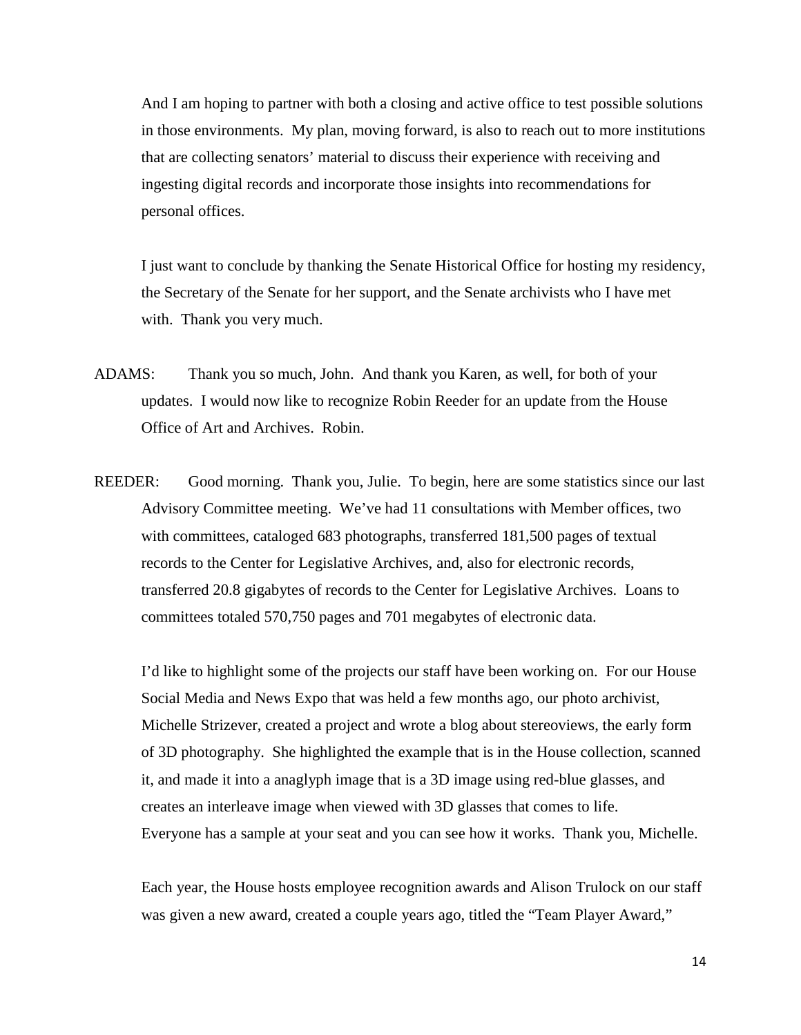And I am hoping to partner with both a closing and active office to test possible solutions in those environments. My plan, moving forward, is also to reach out to more institutions that are collecting senators' material to discuss their experience with receiving and ingesting digital records and incorporate those insights into recommendations for personal offices.

I just want to conclude by thanking the Senate Historical Office for hosting my residency, the Secretary of the Senate for her support, and the Senate archivists who I have met with. Thank you very much.

ADAMS: Thank you so much, John. And thank you Karen, as well, for both of your updates. I would now like to recognize Robin Reeder for an update from the House Office of Art and Archives. Robin.

REEDER: Good morning. Thank you, Julie. To begin, here are some statistics since our last Advisory Committee meeting. We've had 11 consultations with Member offices, two with committees, cataloged 683 photographs, transferred 181,500 pages of textual records to the Center for Legislative Archives, and, also for electronic records, transferred 20.8 gigabytes of records to the Center for Legislative Archives. Loans to committees totaled 570,750 pages and 701 megabytes of electronic data.

I'd like to highlight some of the projects our staff have been working on. For our House Social Media and News Expo that was held a few months ago, our photo archivist, Michelle Strizever, created a project and wrote a blog about stereoviews, the early form of 3D photography. She highlighted the example that is in the House collection, scanned it, and made it into a anaglyph image that is a 3D image using red-blue glasses, and creates an interleave image when viewed with 3D glasses that comes to life. Everyone has a sample at your seat and you can see how it works. Thank you, Michelle.

Each year, the House hosts employee recognition awards and Alison Trulock on our staff was given a new award, created a couple years ago, titled the "Team Player Award,"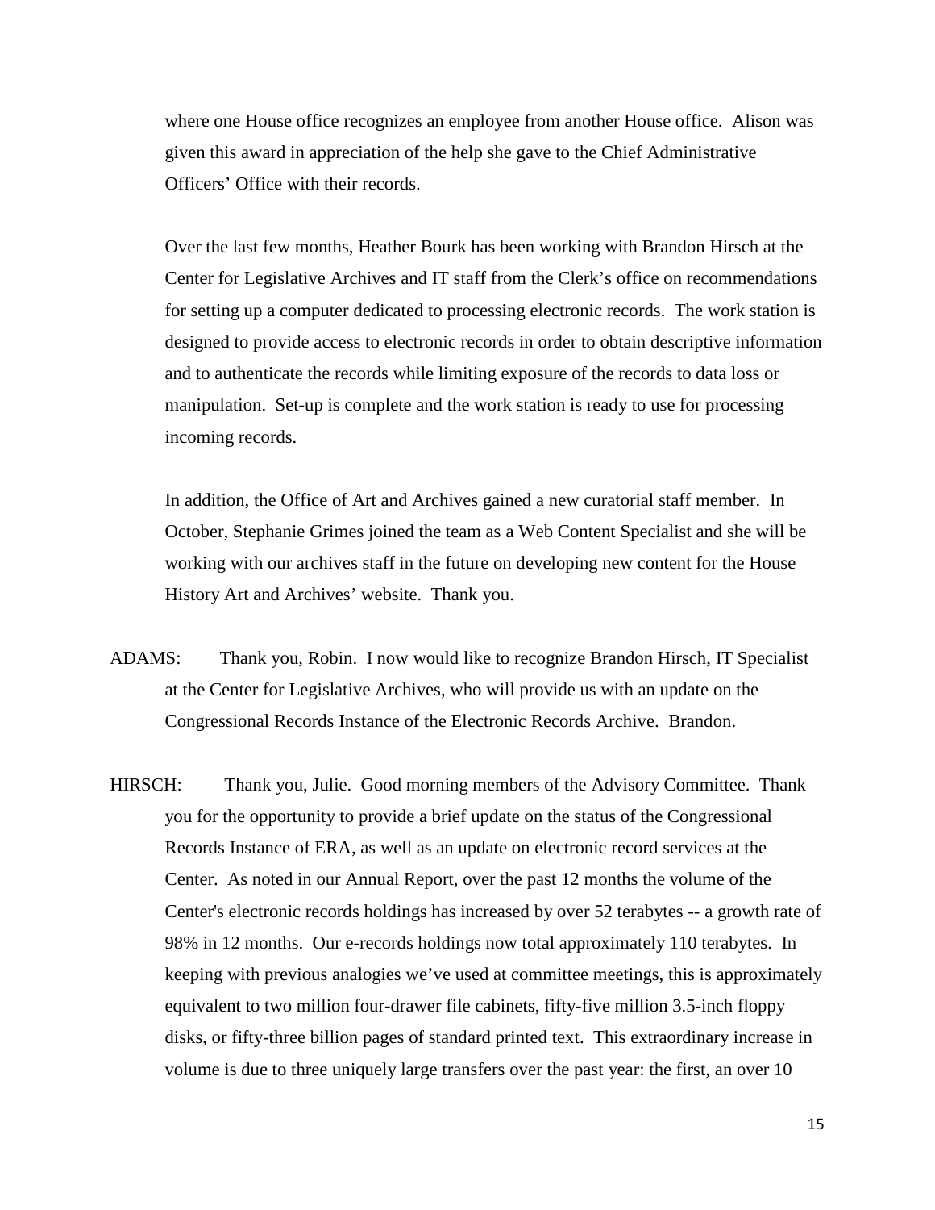where one House office recognizes an employee from another House office. Alison was given this award in appreciation of the help she gave to the Chief Administrative Officers' Office with their records.

Over the last few months, Heather Bourk has been working with Brandon Hirsch at the Center for Legislative Archives and IT staff from the Clerk's office on recommendations for setting up a computer dedicated to processing electronic records. The work station is designed to provide access to electronic records in order to obtain descriptive information and to authenticate the records while limiting exposure of the records to data loss or manipulation. Set-up is complete and the work station is ready to use for processing incoming records.

In addition, the Office of Art and Archives gained a new curatorial staff member. In October, Stephanie Grimes joined the team as a Web Content Specialist and she will be working with our archives staff in the future on developing new content for the House History Art and Archives' website. Thank you.

ADAMS: Thank you, Robin. I now would like to recognize Brandon Hirsch, IT Specialist at the Center for Legislative Archives, who will provide us with an update on the Congressional Records Instance of the Electronic Records Archive. Brandon.

HIRSCH: Thank you, Julie. Good morning members of the Advisory Committee. Thank you for the opportunity to provide a brief update on the status of the Congressional Records Instance of ERA, as well as an update on electronic record services at the Center. As noted in our Annual Report, over the past 12 months the volume of the Center's electronic records holdings has increased by over 52 terabytes -- a growth rate of 98% in 12 months. Our e-records holdings now total approximately 110 terabytes. In keeping with previous analogies we've used at committee meetings, this is approximately equivalent to two million four-drawer file cabinets, fifty-five million 3.5-inch floppy disks, or fifty-three billion pages of standard printed text. This extraordinary increase in volume is due to three uniquely large transfers over the past year: the first, an over 10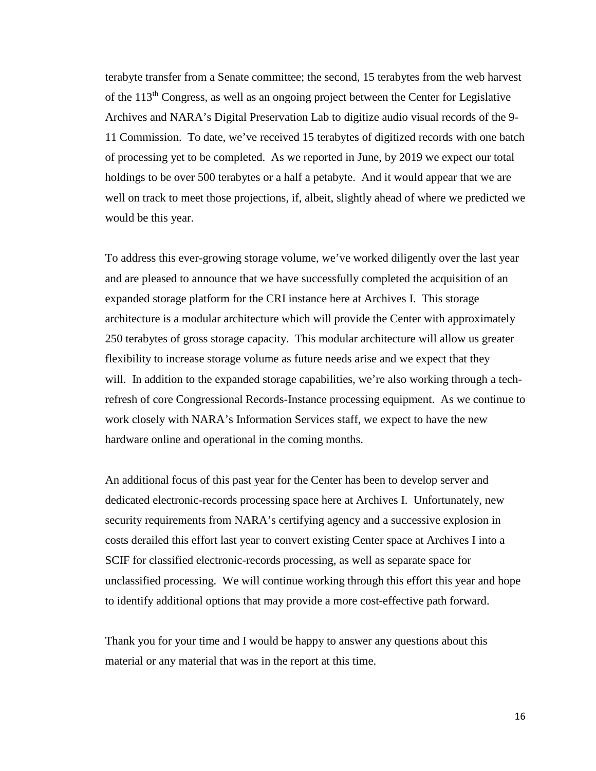terabyte transfer from a Senate committee; the second, 15 terabytes from the web harvest of the 113th Congress, as well as an ongoing project between the Center for Legislative Archives and NARA's Digital Preservation Lab to digitize audio visual records of the 9-11 Commission. To date, we've received 15 terabytes of digitized records with one batch of processing yet to be completed. As we reported in June, by 2019 we expect our total holdings to be over 500 terabytes or a half a petabyte. And it would appear that we are well on track to meet those projections, if, albeit, slightly ahead of where we predicted we would be this year.

To address this ever-growing storage volume, we've worked diligently over the last year and are pleased to announce that we have successfully completed the acquisition of an expanded storage platform for the CRI instance here at Archives I. This storage architecture is a modular architecture which will provide the Center with approximately 250 terabytes of gross storage capacity. This modular architecture will allow us greater flexibility to increase storage volume as future needs arise and we expect that they will. In addition to the expanded storage capabilities, we're also working through a tech-refresh of core Congressional Records-Instance processing equipment. As we continue to work closely with NARA's Information Services staff, we expect to have the new hardware online and operational in the coming months.

An additional focus of this past year for the Center has been to develop server and dedicated electronic-records processing space here at Archives I. Unfortunately, new security requirements from NARA's certifying agency and a successive explosion in costs derailed this effort last year to convert existing Center space at Archives I into a SCIF for classified electronic-records processing, as well as separate space for unclassified processing. We will continue working through this effort this year and hope to identify additional options that may provide a more cost-effective path forward.

Thank you for your time and I would be happy to answer any questions about this material or any material that was in the report at this time.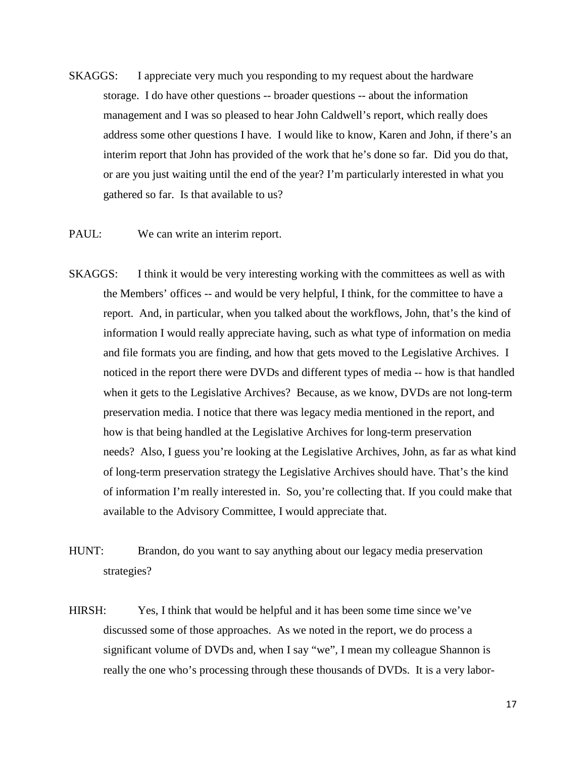SKAGGS: I appreciate very much you responding to my request about the hardware storage. I do have other questions -- broader questions -- about the information management and I was so pleased to hear John Caldwell's report, which really does address some other questions I have. I would like to know, Karen and John, if there's an interim report that John has provided of the work that he's done so far. Did you do that, or are you just waiting until the end of the year? I'm particularly interested in what you gathered so far. Is that available to us?

PAUL: We can write an interim report.

SKAGGS: I think it would be very interesting working with the committees as well as with the Members' offices -- and would be very helpful, I think, for the committee to have a report. And, in particular, when you talked about the workflows, John, that's the kind of information I would really appreciate having, such as what type of information on media and file formats you are finding, and how that gets moved to the Legislative Archives. I noticed in the report there were DVDs and different types of media -- how is that handled when it gets to the Legislative Archives? Because, as we know, DVDs are not long-term preservation media. I notice that there was legacy media mentioned in the report, and how is that being handled at the Legislative Archives for long-term preservation needs? Also, I guess you're looking at the Legislative Archives, John, as far as what kind of long-term preservation strategy the Legislative Archives should have. That's the kind of information I'm really interested in. So, you're collecting that. If you could make that available to the Advisory Committee, I would appreciate that.

HUNT: Brandon, do you want to say anything about our legacy media preservation strategies?

HIRSH: Yes, I think that would be helpful and it has been some time since we've discussed some of those approaches. As we noted in the report, we do process a significant volume of DVDs and, when I say "we", I mean my colleague Shannon is really the one who's processing through these thousands of DVDs. It is a very labor-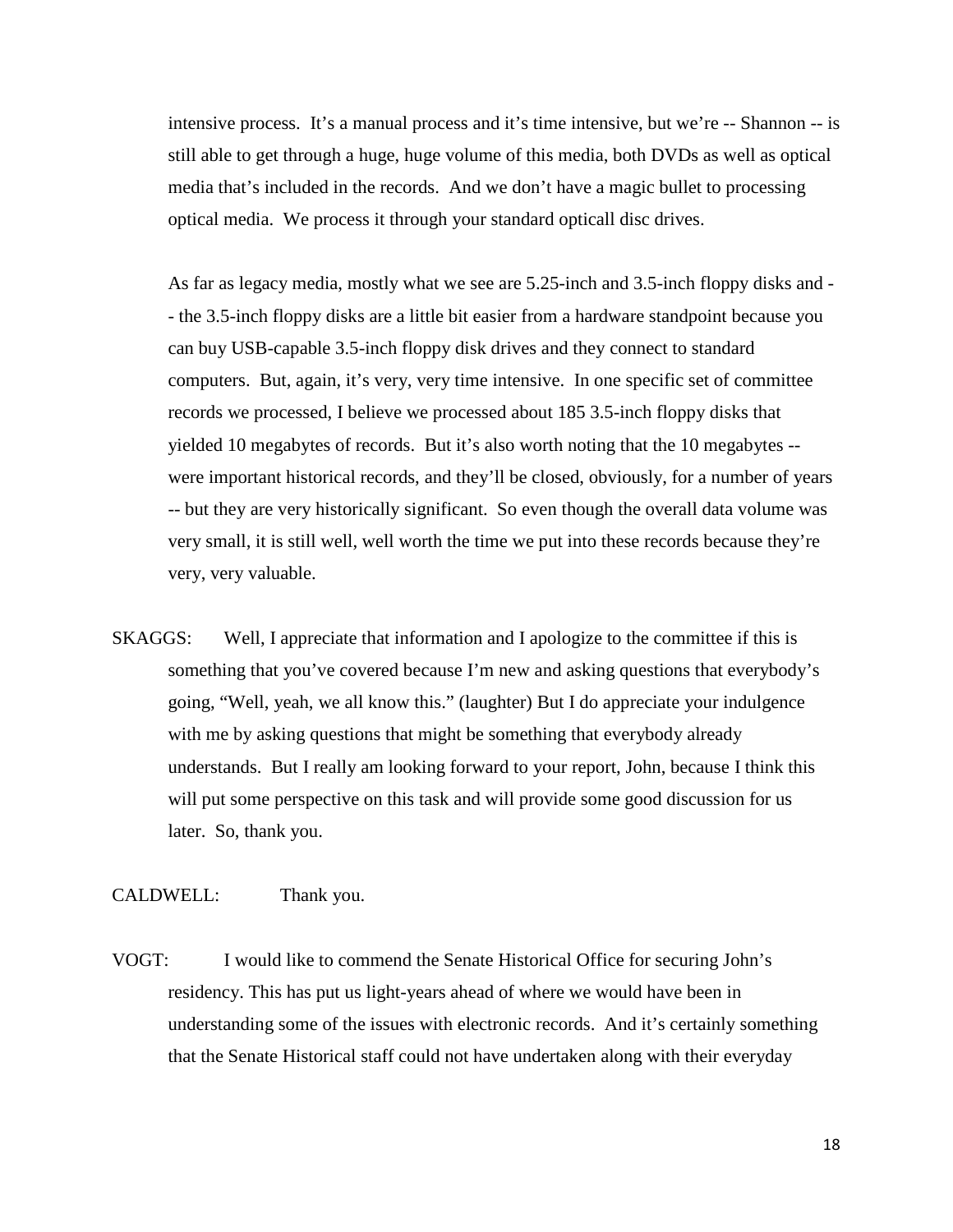intensive process. It's a manual process and it's time intensive, but we're -- Shannon -- is still able to get through a huge, huge volume of this media, both DVDs as well as optical media that's included in the records. And we don't have a magic bullet to processing optical media. We process it through your standard opticall disc drives.

As far as legacy media, mostly what we see are 5.25-inch and 3.5-inch floppy disks and -- the 3.5-inch floppy disks are a little bit easier from a hardware standpoint because you can buy USB-capable 3.5-inch floppy disk drives and they connect to standard computers. But, again, it's very, very time intensive. In one specific set of committee records we processed, I believe we processed about 185 3.5-inch floppy disks that yielded 10 megabytes of records. But it's also worth noting that the 10 megabytes -- were important historical records, and they'll be closed, obviously, for a number of years -- but they are very historically significant. So even though the overall data volume was very small, it is still well, well worth the time we put into these records because they're very, very valuable.

SKAGGS: Well, I appreciate that information and I apologize to the committee if this is something that you've covered because I'm new and asking questions that everybody's going, "Well, yeah, we all know this." (laughter) But I do appreciate your indulgence with me by asking questions that might be something that everybody already understands. But I really am looking forward to your report, John, because I think this will put some perspective on this task and will provide some good discussion for us later. So, thank you.

CALDWELL: Thank you.

VOGT: I would like to commend the Senate Historical Office for securing John's residency. This has put us light-years ahead of where we would have been in understanding some of the issues with electronic records. And it's certainly something that the Senate Historical staff could not have undertaken along with their everyday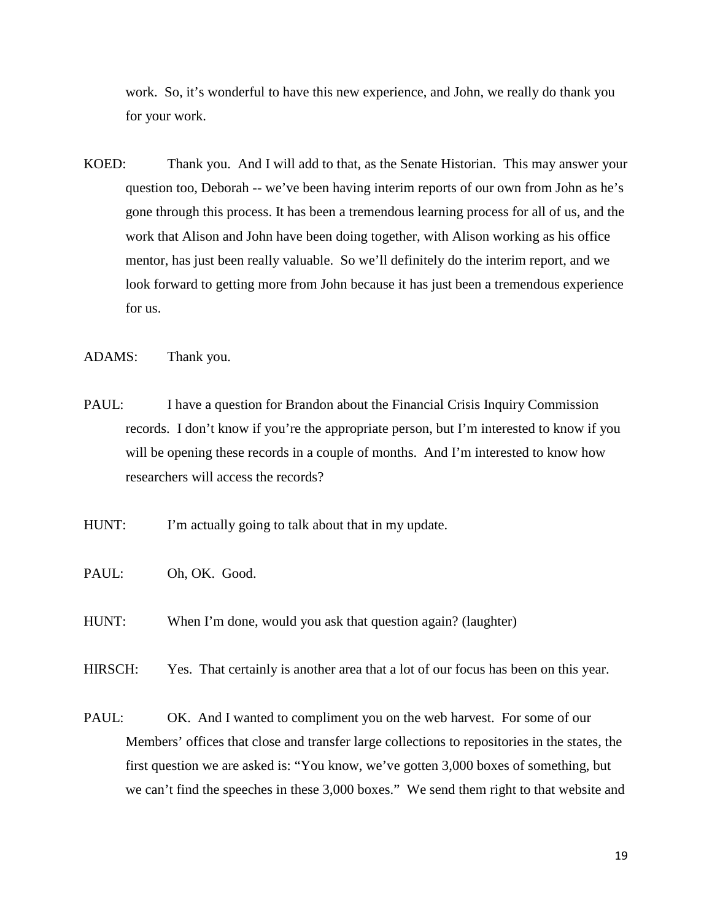work. So, it's wonderful to have this new experience, and John, we really do thank you for your work.

KOED: Thank you. And I will add to that, as the Senate Historian. This may answer your question too, Deborah -- we've been having interim reports of our own from John as he's gone through this process. It has been a tremendous learning process for all of us, and the work that Alison and John have been doing together, with Alison working as his office mentor, has just been really valuable. So we'll definitely do the interim report, and we look forward to getting more from John because it has just been a tremendous experience for us.

ADAMS: Thank you.

PAUL: I have a question for Brandon about the Financial Crisis Inquiry Commission records. I don't know if you're the appropriate person, but I'm interested to know if you will be opening these records in a couple of months. And I'm interested to know how researchers will access the records?

HUNT: I'm actually going to talk about that in my update.

PAUL: Oh, OK. Good.

HUNT: When I'm done, would you ask that question again? (laughter)

HIRSCH: Yes. That certainly is another area that a lot of our focus has been on this year.

PAUL: OK. And I wanted to compliment you on the web harvest. For some of our Members' offices that close and transfer large collections to repositories in the states, the first question we are asked is: "You know, we've gotten 3,000 boxes of something, but we can't find the speeches in these 3,000 boxes." We send them right to that website and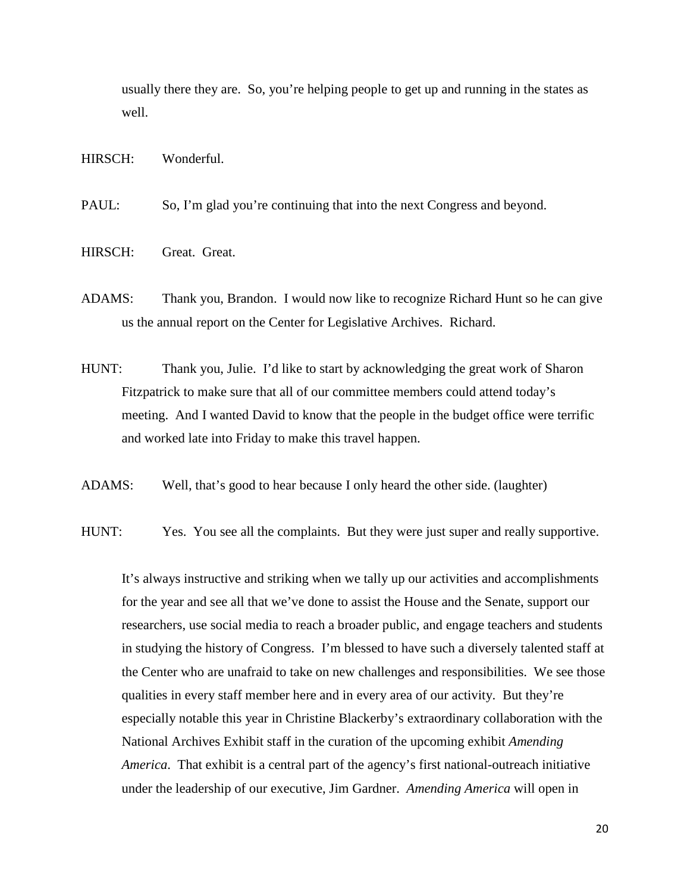usually there they are. So, you're helping people to get up and running in the states as well.

HIRSCH: Wonderful.

PAUL: So, I'm glad you're continuing that into the next Congress and beyond.

HIRSCH: Great. Great.

ADAMS: Thank you, Brandon. I would now like to recognize Richard Hunt so he can give us the annual report on the Center for Legislative Archives. Richard.

HUNT: Thank you, Julie. I'd like to start by acknowledging the great work of Sharon Fitzpatrick to make sure that all of our committee members could attend today's meeting. And I wanted David to know that the people in the budget office were terrific and worked late into Friday to make this travel happen.

ADAMS: Well, that's good to hear because I only heard the other side. (laughter)

HUNT: Yes. You see all the complaints. But they were just super and really supportive.

It's always instructive and striking when we tally up our activities and accomplishments for the year and see all that we've done to assist the House and the Senate, support our researchers, use social media to reach a broader public, and engage teachers and students in studying the history of Congress. I'm blessed to have such a diversely talented staff at the Center who are unafraid to take on new challenges and responsibilities. We see those qualities in every staff member here and in every area of our activity. But they're especially notable this year in Christine Blackerby's extraordinary collaboration with the National Archives Exhibit staff in the curation of the upcoming exhibit *Amending America*. That exhibit is a central part of the agency's first national-outreach initiative under the leadership of our executive, Jim Gardner. *Amending America* will open in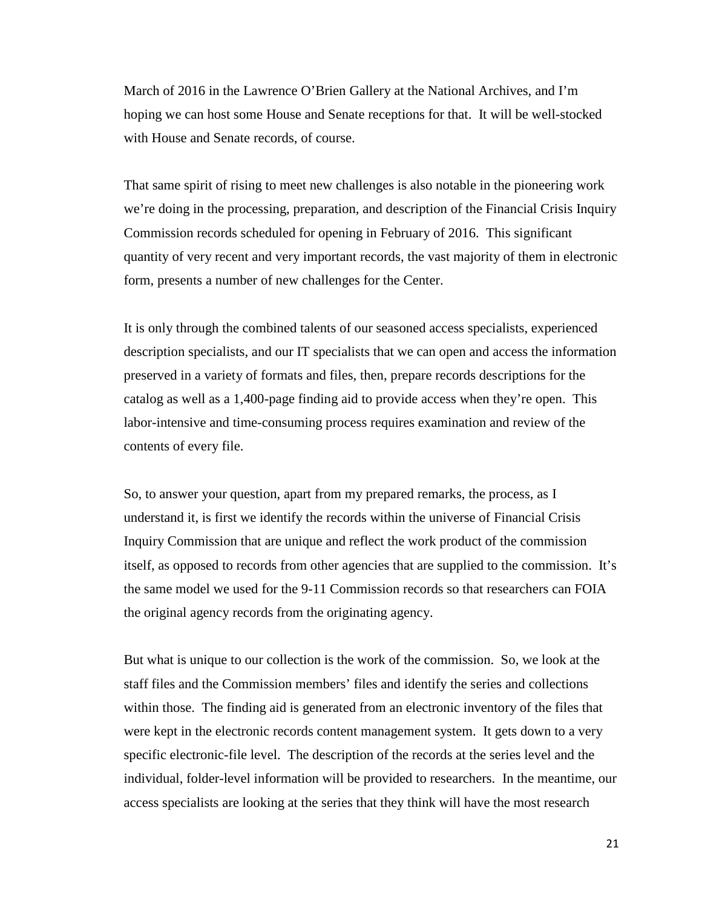March of 2016 in the Lawrence O'Brien Gallery at the National Archives, and I'm hoping we can host some House and Senate receptions for that. It will be well-stocked with House and Senate records, of course.

That same spirit of rising to meet new challenges is also notable in the pioneering work we're doing in the processing, preparation, and description of the Financial Crisis Inquiry Commission records scheduled for opening in February of 2016. This significant quantity of very recent and very important records, the vast majority of them in electronic form, presents a number of new challenges for the Center.

It is only through the combined talents of our seasoned access specialists, experienced description specialists, and our IT specialists that we can open and access the information preserved in a variety of formats and files, then, prepare records descriptions for the catalog as well as a 1,400-page finding aid to provide access when they're open. This labor-intensive and time-consuming process requires examination and review of the contents of every file.

So, to answer your question, apart from my prepared remarks, the process, as I understand it, is first we identify the records within the universe of Financial Crisis Inquiry Commission that are unique and reflect the work product of the commission itself, as opposed to records from other agencies that are supplied to the commission. It's the same model we used for the 9-11 Commission records so that researchers can FOIA the original agency records from the originating agency.

But what is unique to our collection is the work of the commission. So, we look at the staff files and the Commission members' files and identify the series and collections within those. The finding aid is generated from an electronic inventory of the files that were kept in the electronic records content management system. It gets down to a very specific electronic-file level. The description of the records at the series level and the individual, folder-level information will be provided to researchers. In the meantime, our access specialists are looking at the series that they think will have the most research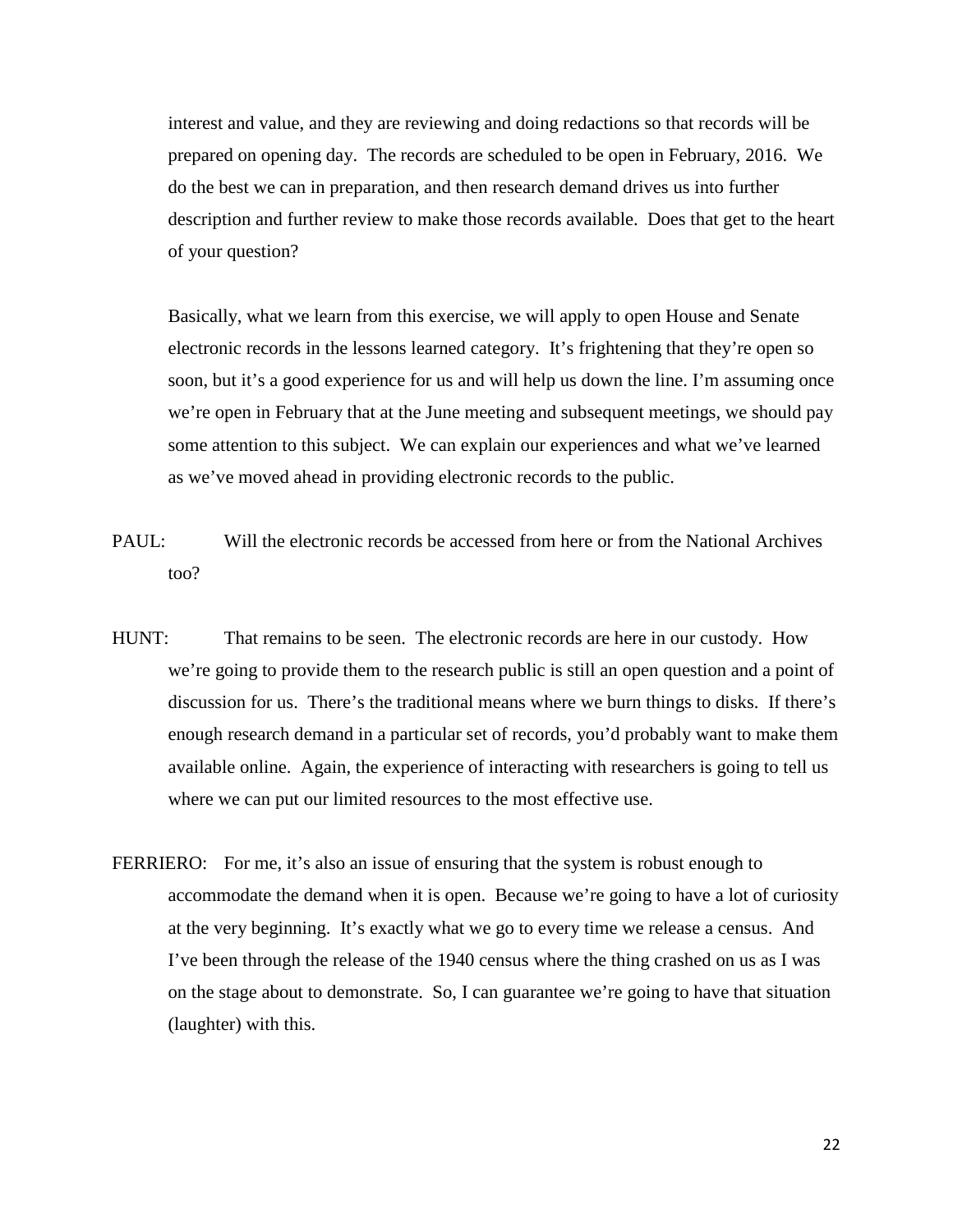interest and value, and they are reviewing and doing redactions so that records will be prepared on opening day. The records are scheduled to be open in February, 2016. We do the best we can in preparation, and then research demand drives us into further description and further review to make those records available. Does that get to the heart of your question?

Basically, what we learn from this exercise, we will apply to open House and Senate electronic records in the lessons learned category. It's frightening that they're open so soon, but it's a good experience for us and will help us down the line. I'm assuming once we're open in February that at the June meeting and subsequent meetings, we should pay some attention to this subject. We can explain our experiences and what we've learned as we've moved ahead in providing electronic records to the public.

PAUL: Will the electronic records be accessed from here or from the National Archives too?

HUNT: That remains to be seen. The electronic records are here in our custody. How we're going to provide them to the research public is still an open question and a point of discussion for us. There's the traditional means where we burn things to disks. If there's enough research demand in a particular set of records, you'd probably want to make them available online. Again, the experience of interacting with researchers is going to tell us where we can put our limited resources to the most effective use.

FERRIERO: For me, it's also an issue of ensuring that the system is robust enough to accommodate the demand when it is open. Because we're going to have a lot of curiosity at the very beginning. It's exactly what we go to every time we release a census. And I've been through the release of the 1940 census where the thing crashed on us as I was on the stage about to demonstrate. So, I can guarantee we're going to have that situation (laughter) with this.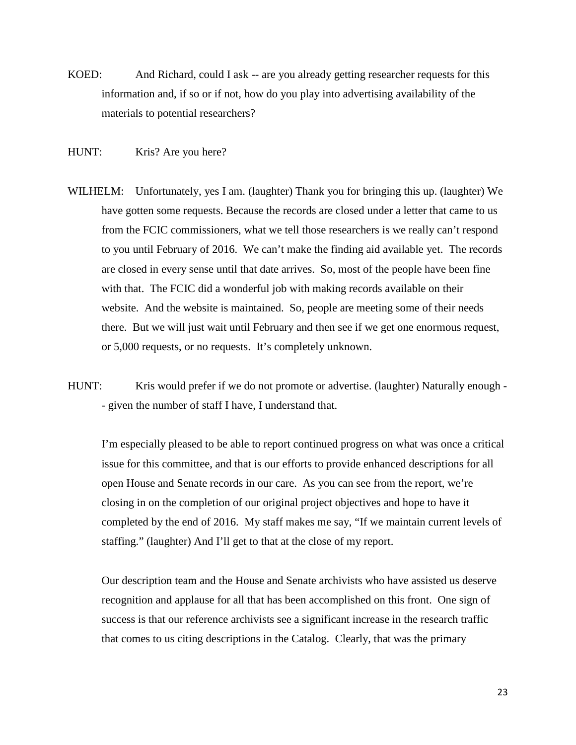KOED: And Richard, could I ask -- are you already getting researcher requests for this information and, if so or if not, how do you play into advertising availability of the materials to potential researchers?

HUNT: Kris? Are you here?

WILHELM: Unfortunately, yes I am. (laughter) Thank you for bringing this up. (laughter) We have gotten some requests. Because the records are closed under a letter that came to us from the FCIC commissioners, what we tell those researchers is we really can't respond to you until February of 2016. We can't make the finding aid available yet. The records are closed in every sense until that date arrives. So, most of the people have been fine with that. The FCIC did a wonderful job with making records available on their website. And the website is maintained. So, people are meeting some of their needs there. But we will just wait until February and then see if we get one enormous request, or 5,000 requests, or no requests. It's completely unknown.

HUNT: Kris would prefer if we do not promote or advertise. (laughter) Naturally enough -- given the number of staff I have, I understand that.

I'm especially pleased to be able to report continued progress on what was once a critical issue for this committee, and that is our efforts to provide enhanced descriptions for all open House and Senate records in our care. As you can see from the report, we're closing in on the completion of our original project objectives and hope to have it completed by the end of 2016. My staff makes me say, "If we maintain current levels of staffing." (laughter) And I'll get to that at the close of my report.

Our description team and the House and Senate archivists who have assisted us deserve recognition and applause for all that has been accomplished on this front. One sign of success is that our reference archivists see a significant increase in the research traffic that comes to us citing descriptions in the Catalog. Clearly, that was the primary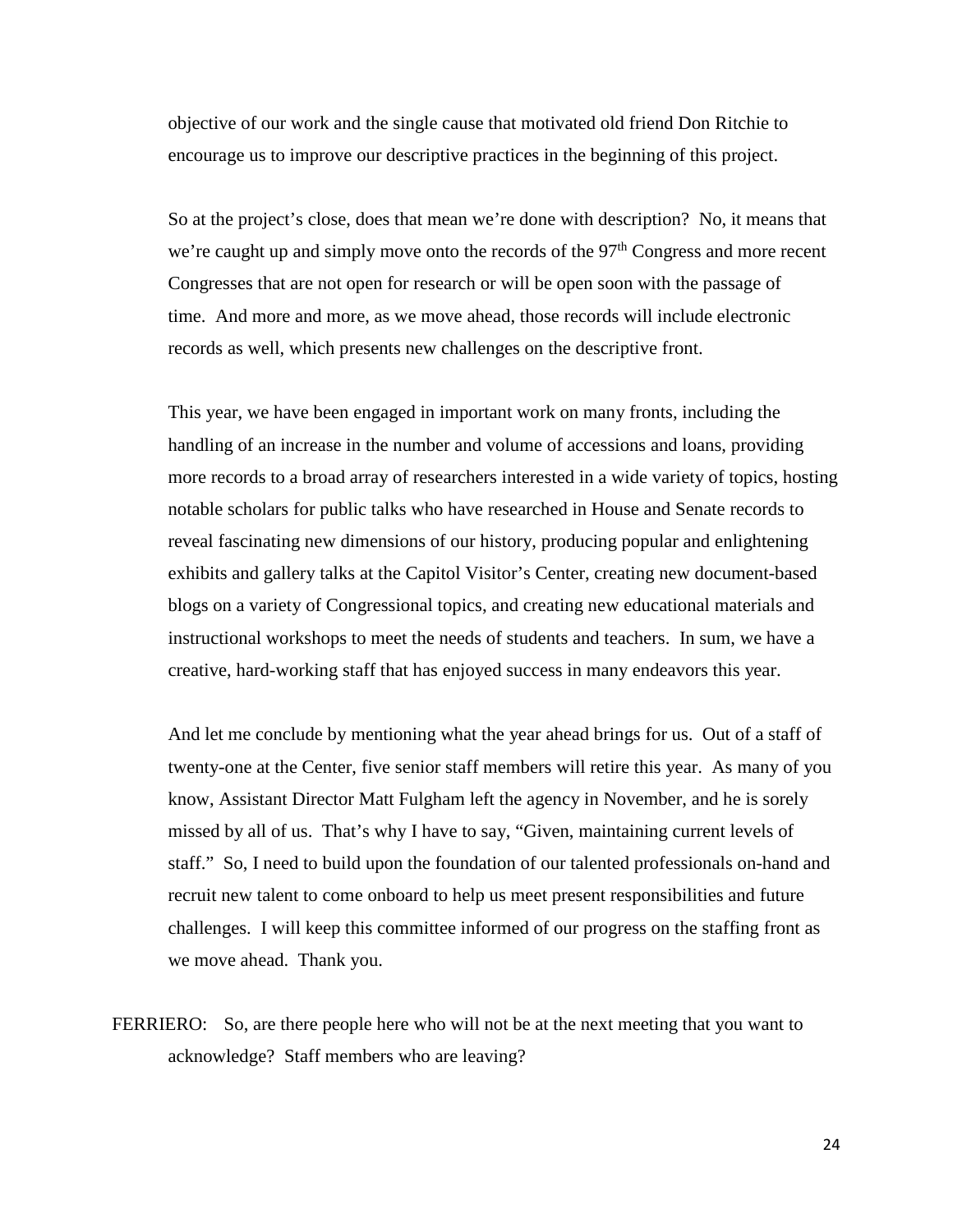objective of our work and the single cause that motivated old friend Don Ritchie to encourage us to improve our descriptive practices in the beginning of this project.

So at the project's close, does that mean we're done with description? No, it means that we're caught up and simply move onto the records of the 97th Congress and more recent Congresses that are not open for research or will be open soon with the passage of time. And more and more, as we move ahead, those records will include electronic records as well, which presents new challenges on the descriptive front.

This year, we have been engaged in important work on many fronts, including the handling of an increase in the number and volume of accessions and loans, providing more records to a broad array of researchers interested in a wide variety of topics, hosting notable scholars for public talks who have researched in House and Senate records to reveal fascinating new dimensions of our history, producing popular and enlightening exhibits and gallery talks at the Capitol Visitor's Center, creating new document-based blogs on a variety of Congressional topics, and creating new educational materials and instructional workshops to meet the needs of students and teachers. In sum, we have a creative, hard-working staff that has enjoyed success in many endeavors this year.

And let me conclude by mentioning what the year ahead brings for us. Out of a staff of twenty-one at the Center, five senior staff members will retire this year. As many of you know, Assistant Director Matt Fulgham left the agency in November, and he is sorely missed by all of us. That's why I have to say, "Given, maintaining current levels of staff." So, I need to build upon the foundation of our talented professionals on-hand and recruit new talent to come onboard to help us meet present responsibilities and future challenges. I will keep this committee informed of our progress on the staffing front as we move ahead. Thank you.

FERRIERO: So, are there people here who will not be at the next meeting that you want to acknowledge? Staff members who are leaving?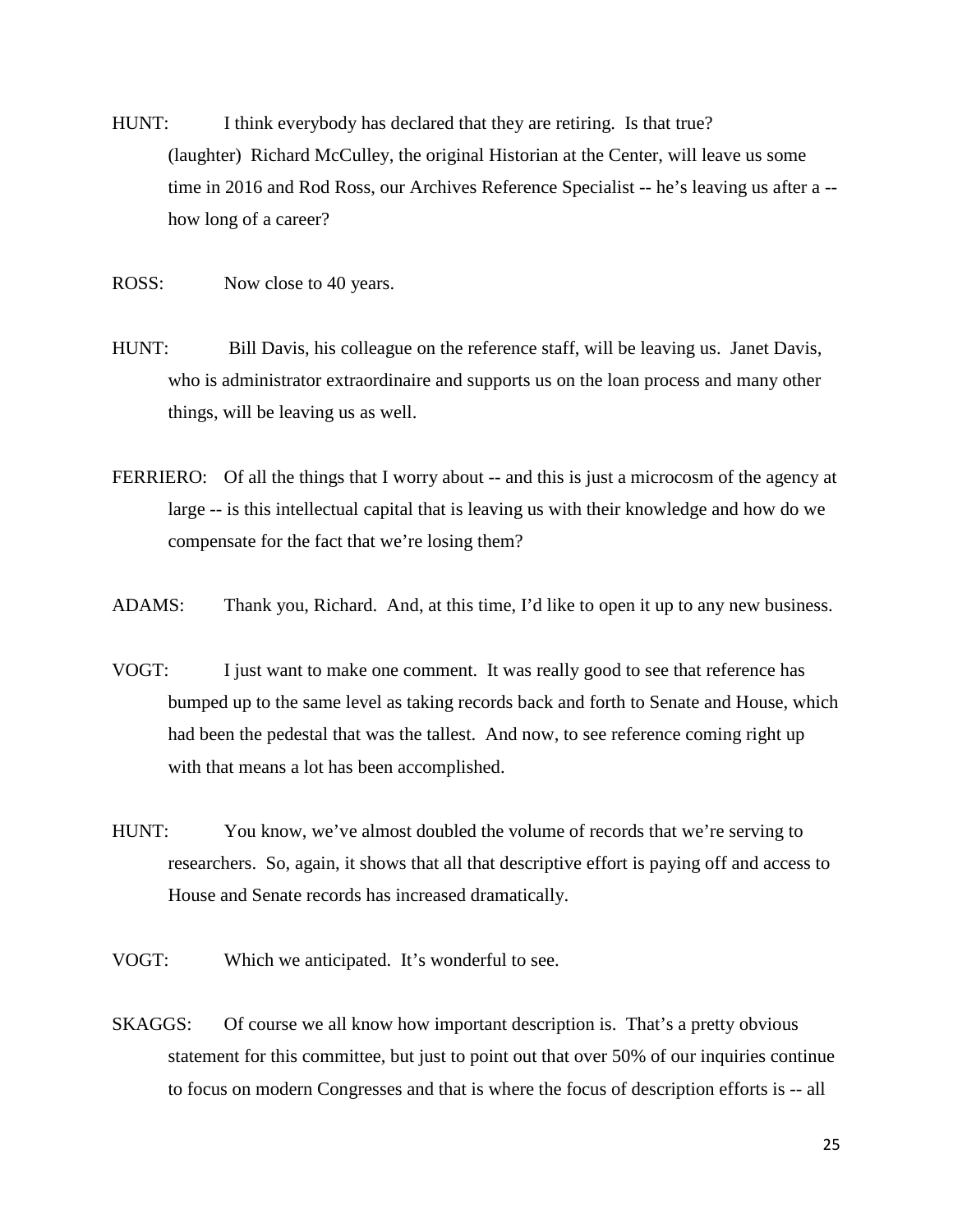HUNT: I think everybody has declared that they are retiring. Is that true? (laughter) Richard McCulley, the original Historian at the Center, will leave us some time in 2016 and Rod Ross, our Archives Reference Specialist -- he's leaving us after a -- how long of a career?

ROSS: Now close to 40 years.

HUNT: Bill Davis, his colleague on the reference staff, will be leaving us. Janet Davis, who is administrator extraordinaire and supports us on the loan process and many other things, will be leaving us as well.

FERRIERO: Of all the things that I worry about -- and this is just a microcosm of the agency at large -- is this intellectual capital that is leaving us with their knowledge and how do we compensate for the fact that we're losing them?

ADAMS: Thank you, Richard. And, at this time, I'd like to open it up to any new business.

VOGT: I just want to make one comment. It was really good to see that reference has bumped up to the same level as taking records back and forth to Senate and House, which had been the pedestal that was the tallest. And now, to see reference coming right up with that means a lot has been accomplished.

HUNT: You know, we've almost doubled the volume of records that we're serving to researchers. So, again, it shows that all that descriptive effort is paying off and access to House and Senate records has increased dramatically.

VOGT: Which we anticipated. It's wonderful to see.

SKAGGS: Of course we all know how important description is. That's a pretty obvious statement for this committee, but just to point out that over 50% of our inquiries continue to focus on modern Congresses and that is where the focus of description efforts is -- all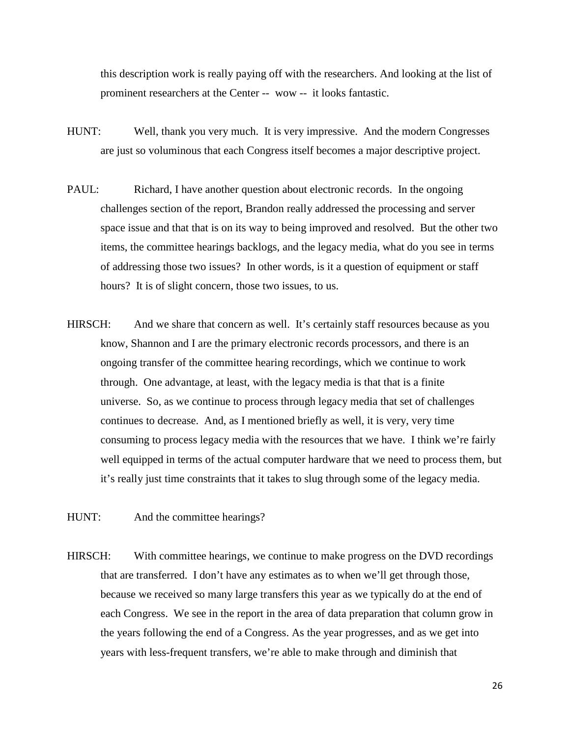this description work is really paying off with the researchers. And looking at the list of prominent researchers at the Center -- wow -- it looks fantastic.

HUNT: Well, thank you very much. It is very impressive. And the modern Congresses are just so voluminous that each Congress itself becomes a major descriptive project.

PAUL: Richard, I have another question about electronic records. In the ongoing challenges section of the report, Brandon really addressed the processing and server space issue and that that is on its way to being improved and resolved. But the other two items, the committee hearings backlogs, and the legacy media, what do you see in terms of addressing those two issues? In other words, is it a question of equipment or staff hours? It is of slight concern, those two issues, to us.

HIRSCH: And we share that concern as well. It's certainly staff resources because as you know, Shannon and I are the primary electronic records processors, and there is an ongoing transfer of the committee hearing recordings, which we continue to work through. One advantage, at least, with the legacy media is that that is a finite universe. So, as we continue to process through legacy media that set of challenges continues to decrease. And, as I mentioned briefly as well, it is very, very time consuming to process legacy media with the resources that we have. I think we're fairly well equipped in terms of the actual computer hardware that we need to process them, but it's really just time constraints that it takes to slug through some of the legacy media.

HUNT: And the committee hearings?

HIRSCH: With committee hearings, we continue to make progress on the DVD recordings that are transferred. I don't have any estimates as to when we'll get through those, because we received so many large transfers this year as we typically do at the end of each Congress. We see in the report in the area of data preparation that column grow in the years following the end of a Congress. As the year progresses, and as we get into years with less-frequent transfers, we're able to make through and diminish that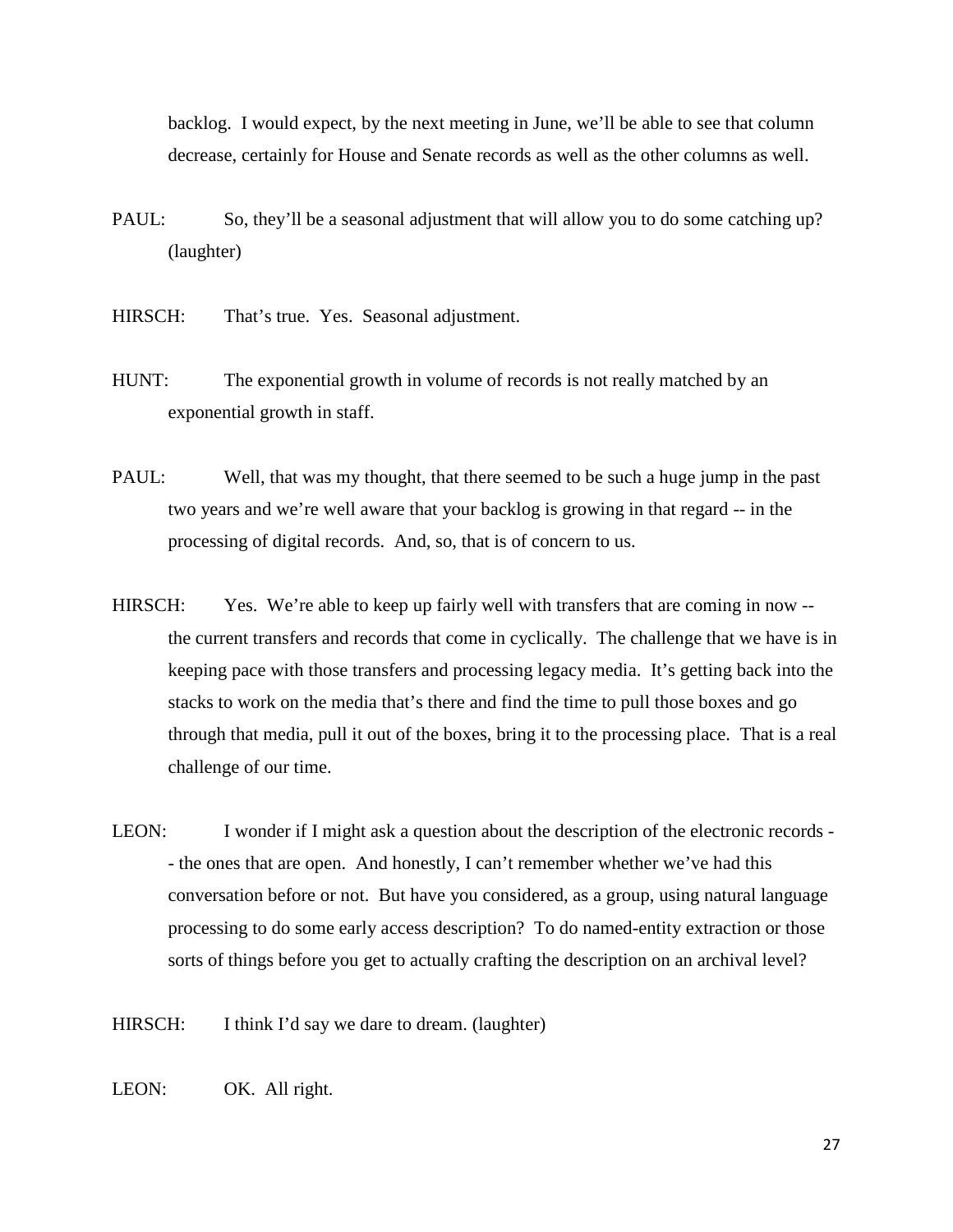backlog. I would expect, by the next meeting in June, we'll be able to see that column decrease, certainly for House and Senate records as well as the other columns as well.

PAUL: So, they'll be a seasonal adjustment that will allow you to do some catching up? (laughter)

HIRSCH: That's true. Yes. Seasonal adjustment.

HUNT: The exponential growth in volume of records is not really matched by an exponential growth in staff.

PAUL: Well, that was my thought, that there seemed to be such a huge jump in the past two years and we're well aware that your backlog is growing in that regard -- in the processing of digital records. And, so, that is of concern to us.

HIRSCH: Yes. We're able to keep up fairly well with transfers that are coming in now -- the current transfers and records that come in cyclically. The challenge that we have is in keeping pace with those transfers and processing legacy media. It's getting back into the stacks to work on the media that's there and find the time to pull those boxes and go through that media, pull it out of the boxes, bring it to the processing place. That is a real challenge of our time.

LEON: I wonder if I might ask a question about the description of the electronic records -- the ones that are open. And honestly, I can't remember whether we've had this conversation before or not. But have you considered, as a group, using natural language processing to do some early access description? To do named-entity extraction or those sorts of things before you get to actually crafting the description on an archival level?

HIRSCH: I think I'd say we dare to dream. (laughter)

LEON: OK. All right.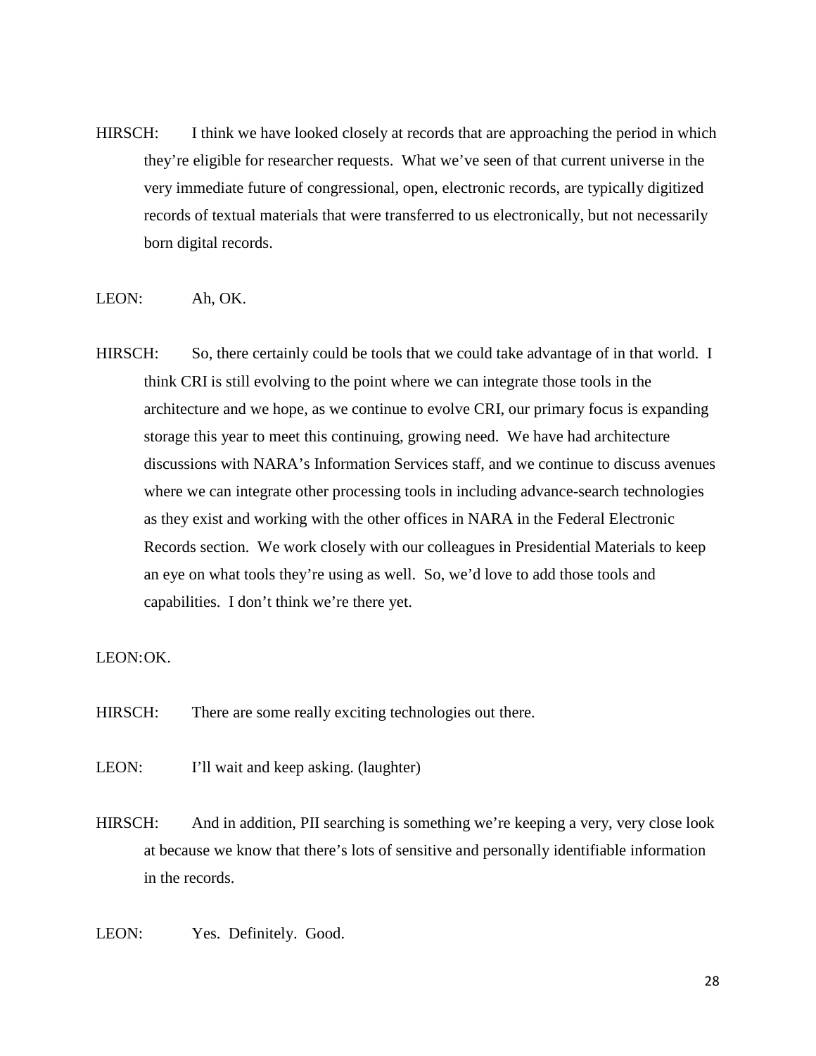HIRSCH: I think we have looked closely at records that are approaching the period in which they're eligible for researcher requests. What we've seen of that current universe in the very immediate future of congressional, open, electronic records, are typically digitized records of textual materials that were transferred to us electronically, but not necessarily born digital records.

LEON: Ah, OK.

HIRSCH: So, there certainly could be tools that we could take advantage of in that world. I think CRI is still evolving to the point where we can integrate those tools in the architecture and we hope, as we continue to evolve CRI, our primary focus is expanding storage this year to meet this continuing, growing need. We have had architecture discussions with NARA's Information Services staff, and we continue to discuss avenues where we can integrate other processing tools in including advance-search technologies as they exist and working with the other offices in NARA in the Federal Electronic Records section. We work closely with our colleagues in Presidential Materials to keep an eye on what tools they're using as well. So, we'd love to add those tools and capabilities. I don't think we're there yet.

LEON: OK.

HIRSCH: There are some really exciting technologies out there.

LEON: I'll wait and keep asking. (laughter)

HIRSCH: And in addition, PII searching is something we're keeping a very, very close look at because we know that there's lots of sensitive and personally identifiable information in the records.

LEON: Yes. Definitely. Good.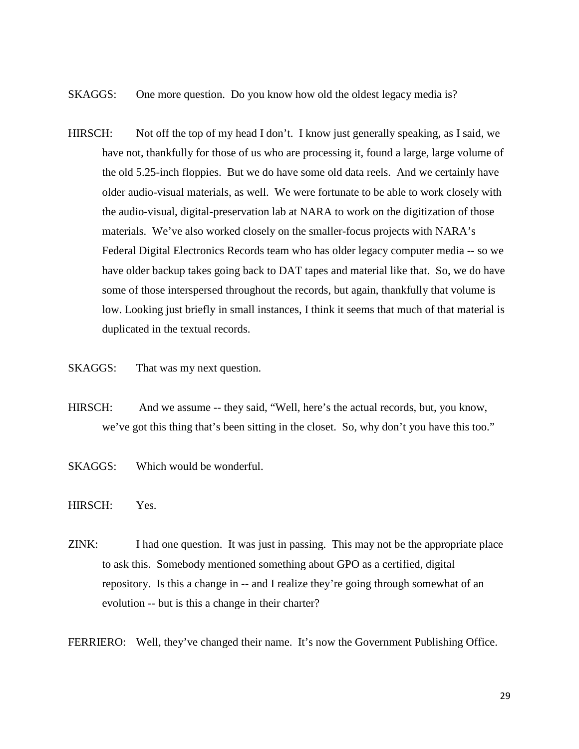SKAGGS: One more question. Do you know how old the oldest legacy media is?

HIRSCH: Not off the top of my head I don't. I know just generally speaking, as I said, we have not, thankfully for those of us who are processing it, found a large, large volume of the old 5.25-inch floppies. But we do have some old data reels. And we certainly have older audio-visual materials, as well. We were fortunate to be able to work closely with the audio-visual, digital-preservation lab at NARA to work on the digitization of those materials. We've also worked closely on the smaller-focus projects with NARA's Federal Digital Electronics Records team who has older legacy computer media -- so we have older backup takes going back to DAT tapes and material like that. So, we do have some of those interspersed throughout the records, but again, thankfully that volume is low. Looking just briefly in small instances, I think it seems that much of that material is duplicated in the textual records.

SKAGGS: That was my next question.

HIRSCH: And we assume -- they said, "Well, here's the actual records, but, you know, we've got this thing that's been sitting in the closet. So, why don't you have this too."

SKAGGS: Which would be wonderful.

HIRSCH: Yes.

ZINK: I had one question. It was just in passing. This may not be the appropriate place to ask this. Somebody mentioned something about GPO as a certified, digital repository. Is this a change in -- and I realize they're going through somewhat of an evolution -- but is this a change in their charter?

FERRIERO: Well, they've changed their name. It's now the Government Publishing Office.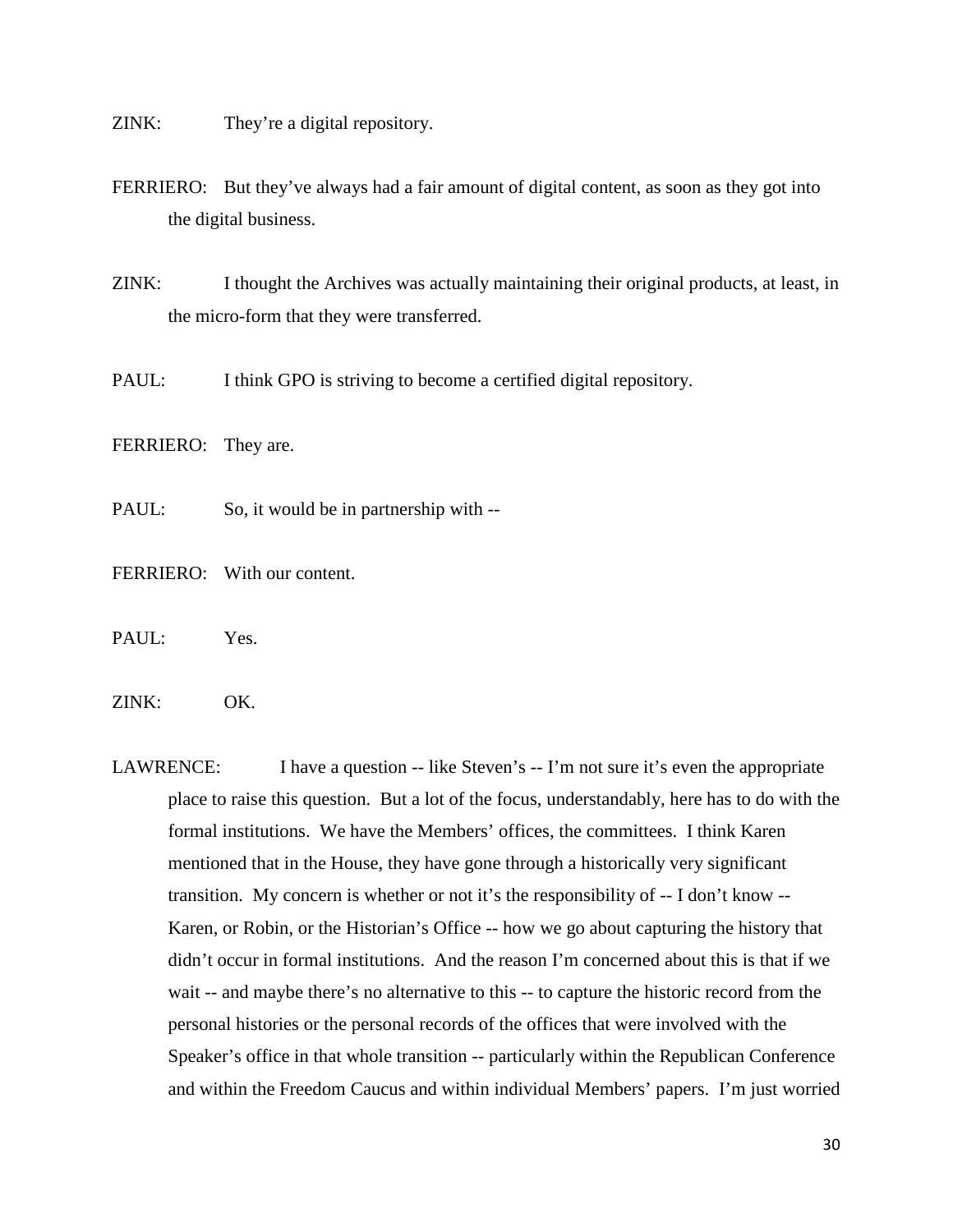ZINK: They're a digital repository.

FERRIERO: But they've always had a fair amount of digital content, as soon as they got into the digital business.

ZINK: I thought the Archives was actually maintaining their original products, at least, in the micro-form that they were transferred.

PAUL: I think GPO is striving to become a certified digital repository.

FERRIERO: They are.

PAUL: So, it would be in partnership with --

FERRIERO: With our content.

PAUL: Yes.

ZINK: OK.

LAWRENCE: I have a question -- like Steven's -- I'm not sure it's even the appropriate place to raise this question. But a lot of the focus, understandably, here has to do with the formal institutions. We have the Members' offices, the committees. I think Karen mentioned that in the House, they have gone through a historically very significant transition. My concern is whether or not it's the responsibility of -- I don't know -- Karen, or Robin, or the Historian's Office -- how we go about capturing the history that didn't occur in formal institutions. And the reason I'm concerned about this is that if we wait -- and maybe there's no alternative to this -- to capture the historic record from the personal histories or the personal records of the offices that were involved with the Speaker's office in that whole transition -- particularly within the Republican Conference and within the Freedom Caucus and within individual Members' papers. I'm just worried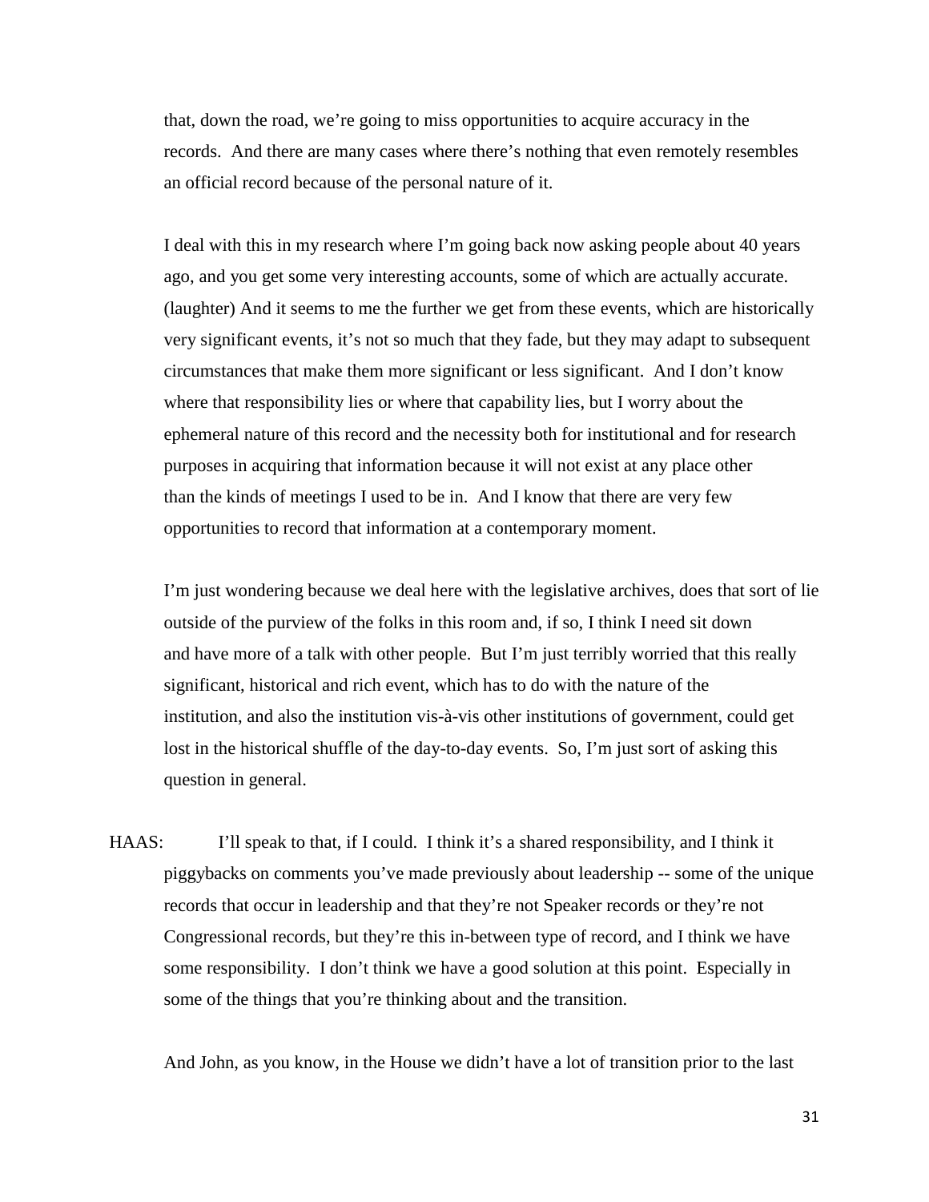that, down the road, we're going to miss opportunities to acquire accuracy in the records. And there are many cases where there's nothing that even remotely resembles an official record because of the personal nature of it.

I deal with this in my research where I'm going back now asking people about 40 years ago, and you get some very interesting accounts, some of which are actually accurate. (laughter) And it seems to me the further we get from these events, which are historically very significant events, it's not so much that they fade, but they may adapt to subsequent circumstances that make them more significant or less significant. And I don't know where that responsibility lies or where that capability lies, but I worry about the ephemeral nature of this record and the necessity both for institutional and for research purposes in acquiring that information because it will not exist at any place other than the kinds of meetings I used to be in. And I know that there are very few opportunities to record that information at a contemporary moment.

I'm just wondering because we deal here with the legislative archives, does that sort of lie outside of the purview of the folks in this room and, if so, I think I need sit down and have more of a talk with other people. But I'm just terribly worried that this really significant, historical and rich event, which has to do with the nature of the institution, and also the institution vis-à-vis other institutions of government, could get lost in the historical shuffle of the day-to-day events. So, I'm just sort of asking this question in general.

HAAS: I'll speak to that, if I could. I think it's a shared responsibility, and I think it piggybacks on comments you've made previously about leadership -- some of the unique records that occur in leadership and that they're not Speaker records or they're not Congressional records, but they're this in-between type of record, and I think we have some responsibility. I don't think we have a good solution at this point. Especially in some of the things that you're thinking about and the transition.

And John, as you know, in the House we didn't have a lot of transition prior to the last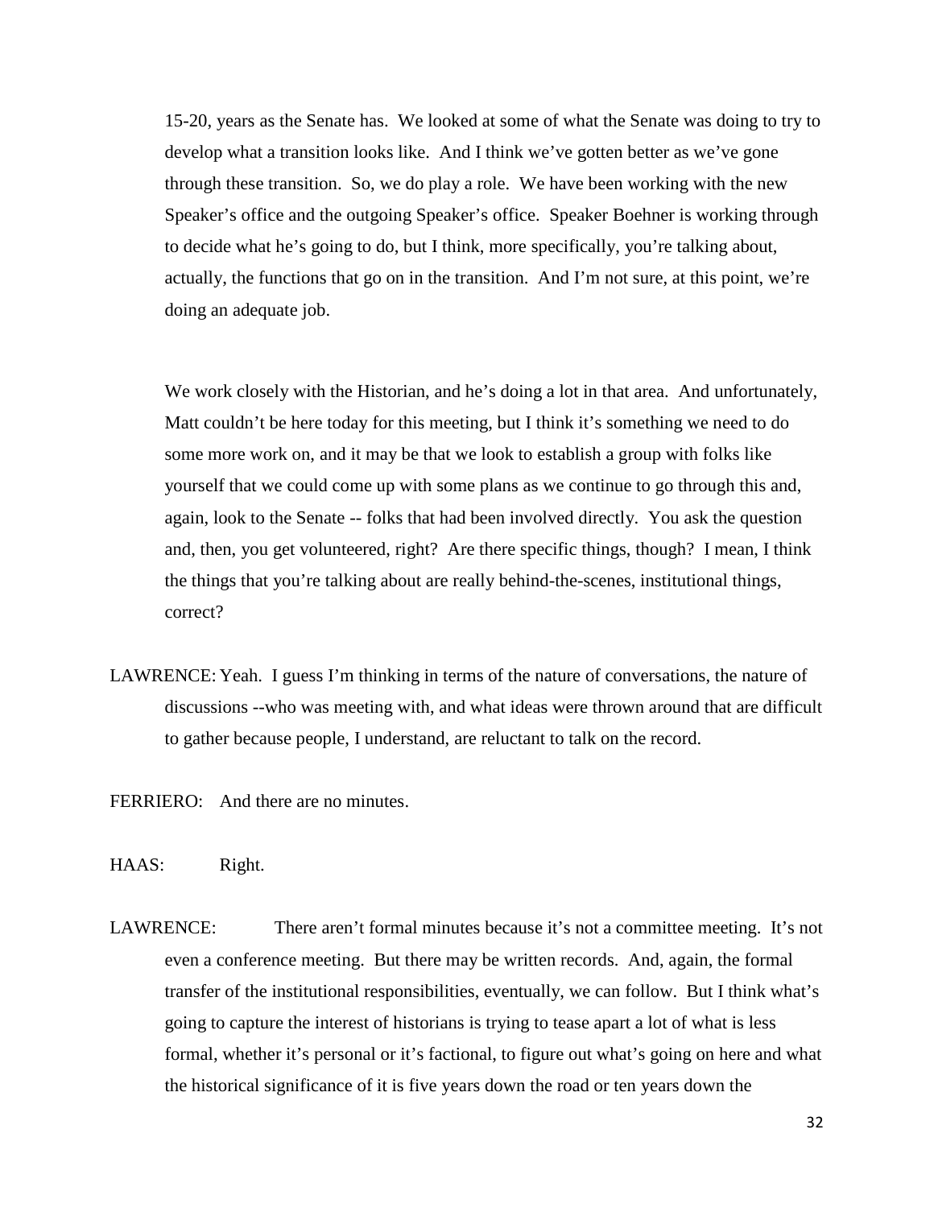15-20, years as the Senate has. We looked at some of what the Senate was doing to try to develop what a transition looks like. And I think we've gotten better as we've gone through these transition. So, we do play a role. We have been working with the new Speaker's office and the outgoing Speaker's office. Speaker Boehner is working through to decide what he's going to do, but I think, more specifically, you're talking about, actually, the functions that go on in the transition. And I'm not sure, at this point, we're doing an adequate job.

We work closely with the Historian, and he's doing a lot in that area. And unfortunately, Matt couldn't be here today for this meeting, but I think it's something we need to do some more work on, and it may be that we look to establish a group with folks like yourself that we could come up with some plans as we continue to go through this and, again, look to the Senate -- folks that had been involved directly. You ask the question and, then, you get volunteered, right? Are there specific things, though? I mean, I think the things that you're talking about are really behind-the-scenes, institutional things, correct?

LAWRENCE: Yeah. I guess I'm thinking in terms of the nature of conversations, the nature of discussions --who was meeting with, and what ideas were thrown around that are difficult to gather because people, I understand, are reluctant to talk on the record.

FERRIERO: And there are no minutes.

HAAS: Right.

LAWRENCE: There aren't formal minutes because it's not a committee meeting. It's not even a conference meeting. But there may be written records. And, again, the formal transfer of the institutional responsibilities, eventually, we can follow. But I think what's going to capture the interest of historians is trying to tease apart a lot of what is less formal, whether it's personal or it's factional, to figure out what's going on here and what the historical significance of it is five years down the road or ten years down the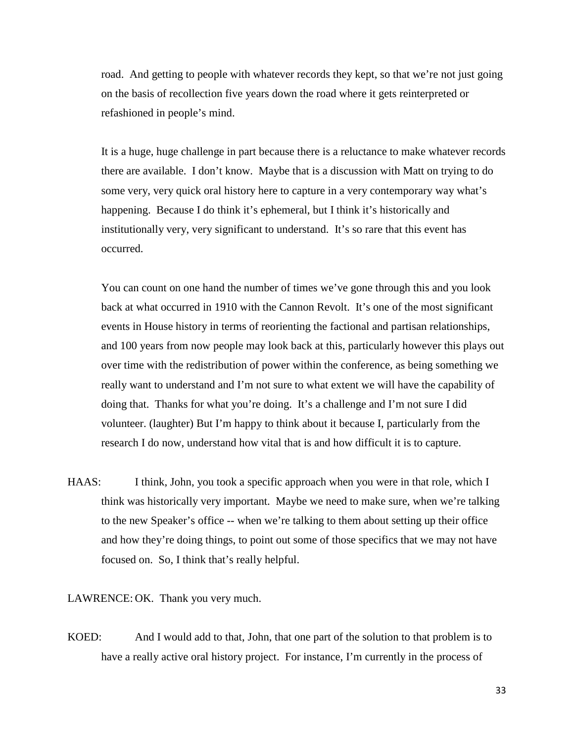road. And getting to people with whatever records they kept, so that we're not just going on the basis of recollection five years down the road where it gets reinterpreted or refashioned in people's mind.

It is a huge, huge challenge in part because there is a reluctance to make whatever records there are available. I don't know. Maybe that is a discussion with Matt on trying to do some very, very quick oral history here to capture in a very contemporary way what's happening. Because I do think it's ephemeral, but I think it's historically and institutionally very, very significant to understand. It's so rare that this event has occurred.

You can count on one hand the number of times we've gone through this and you look back at what occurred in 1910 with the Cannon Revolt. It's one of the most significant events in House history in terms of reorienting the factional and partisan relationships, and 100 years from now people may look back at this, particularly however this plays out over time with the redistribution of power within the conference, as being something we really want to understand and I'm not sure to what extent we will have the capability of doing that. Thanks for what you're doing. It's a challenge and I'm not sure I did volunteer. (laughter) But I'm happy to think about it because I, particularly from the research I do now, understand how vital that is and how difficult it is to capture.

HAAS: I think, John, you took a specific approach when you were in that role, which I think was historically very important. Maybe we need to make sure, when we're talking to the new Speaker's office -- when we're talking to them about setting up their office and how they're doing things, to point out some of those specifics that we may not have focused on. So, I think that's really helpful.

LAWRENCE: OK. Thank you very much.

KOED: And I would add to that, John, that one part of the solution to that problem is to have a really active oral history project. For instance, I'm currently in the process of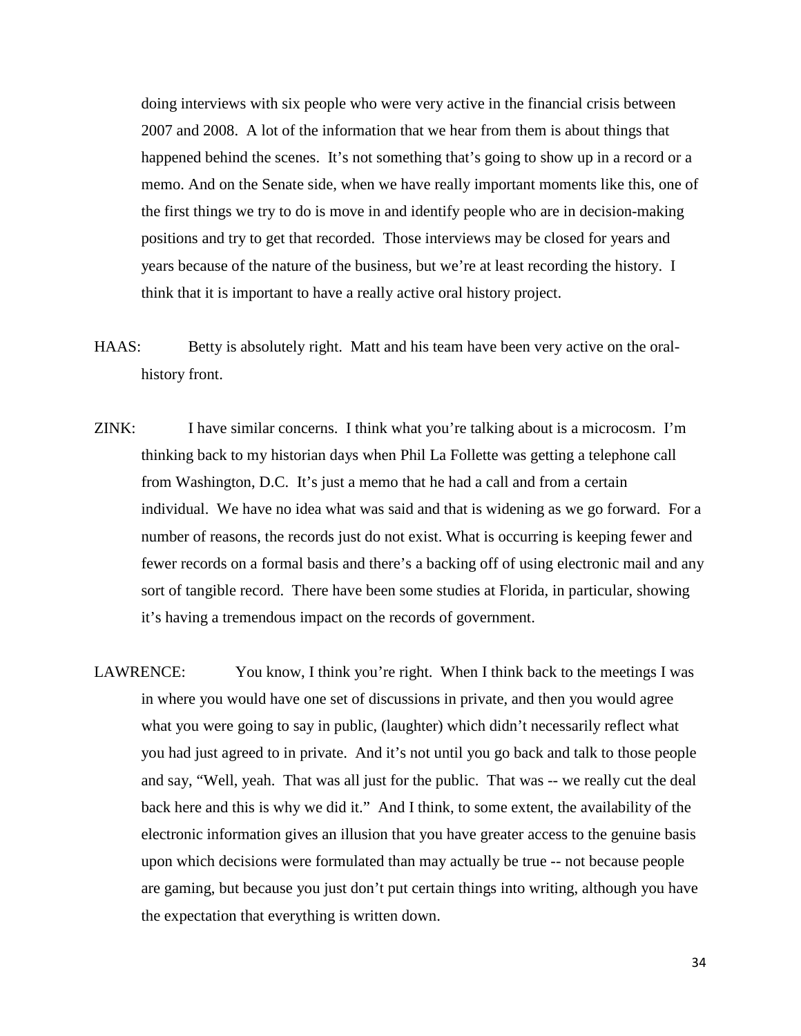doing interviews with six people who were very active in the financial crisis between 2007 and 2008. A lot of the information that we hear from them is about things that happened behind the scenes. It's not something that's going to show up in a record or a memo. And on the Senate side, when we have really important moments like this, one of the first things we try to do is move in and identify people who are in decision-making positions and try to get that recorded. Those interviews may be closed for years and years because of the nature of the business, but we're at least recording the history. I think that it is important to have a really active oral history project.

HAAS: Betty is absolutely right. Matt and his team have been very active on the oral-history front.

ZINK: I have similar concerns. I think what you're talking about is a microcosm. I'm thinking back to my historian days when Phil La Follette was getting a telephone call from Washington, D.C. It's just a memo that he had a call and from a certain individual. We have no idea what was said and that is widening as we go forward. For a number of reasons, the records just do not exist. What is occurring is keeping fewer and fewer records on a formal basis and there's a backing off of using electronic mail and any sort of tangible record. There have been some studies at Florida, in particular, showing it's having a tremendous impact on the records of government.

LAWRENCE: You know, I think you're right. When I think back to the meetings I was in where you would have one set of discussions in private, and then you would agree what you were going to say in public, (laughter) which didn't necessarily reflect what you had just agreed to in private. And it's not until you go back and talk to those people and say, "Well, yeah. That was all just for the public. That was -- we really cut the deal back here and this is why we did it." And I think, to some extent, the availability of the electronic information gives an illusion that you have greater access to the genuine basis upon which decisions were formulated than may actually be true -- not because people are gaming, but because you just don't put certain things into writing, although you have the expectation that everything is written down.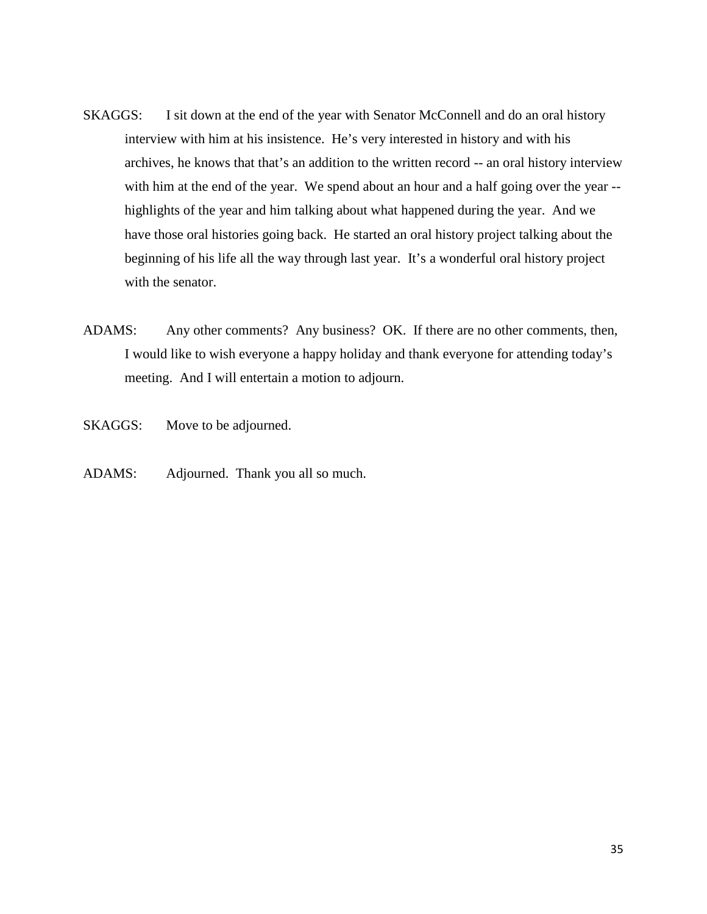SKAGGS: I sit down at the end of the year with Senator McConnell and do an oral history interview with him at his insistence. He's very interested in history and with his archives, he knows that that's an addition to the written record -- an oral history interview with him at the end of the year. We spend about an hour and a half going over the year -- highlights of the year and him talking about what happened during the year. And we have those oral histories going back. He started an oral history project talking about the beginning of his life all the way through last year. It's a wonderful oral history project with the senator.

ADAMS: Any other comments? Any business? OK. If there are no other comments, then, I would like to wish everyone a happy holiday and thank everyone for attending today's meeting. And I will entertain a motion to adjourn.

SKAGGS: Move to be adjourned.

ADAMS: Adjourned. Thank you all so much.